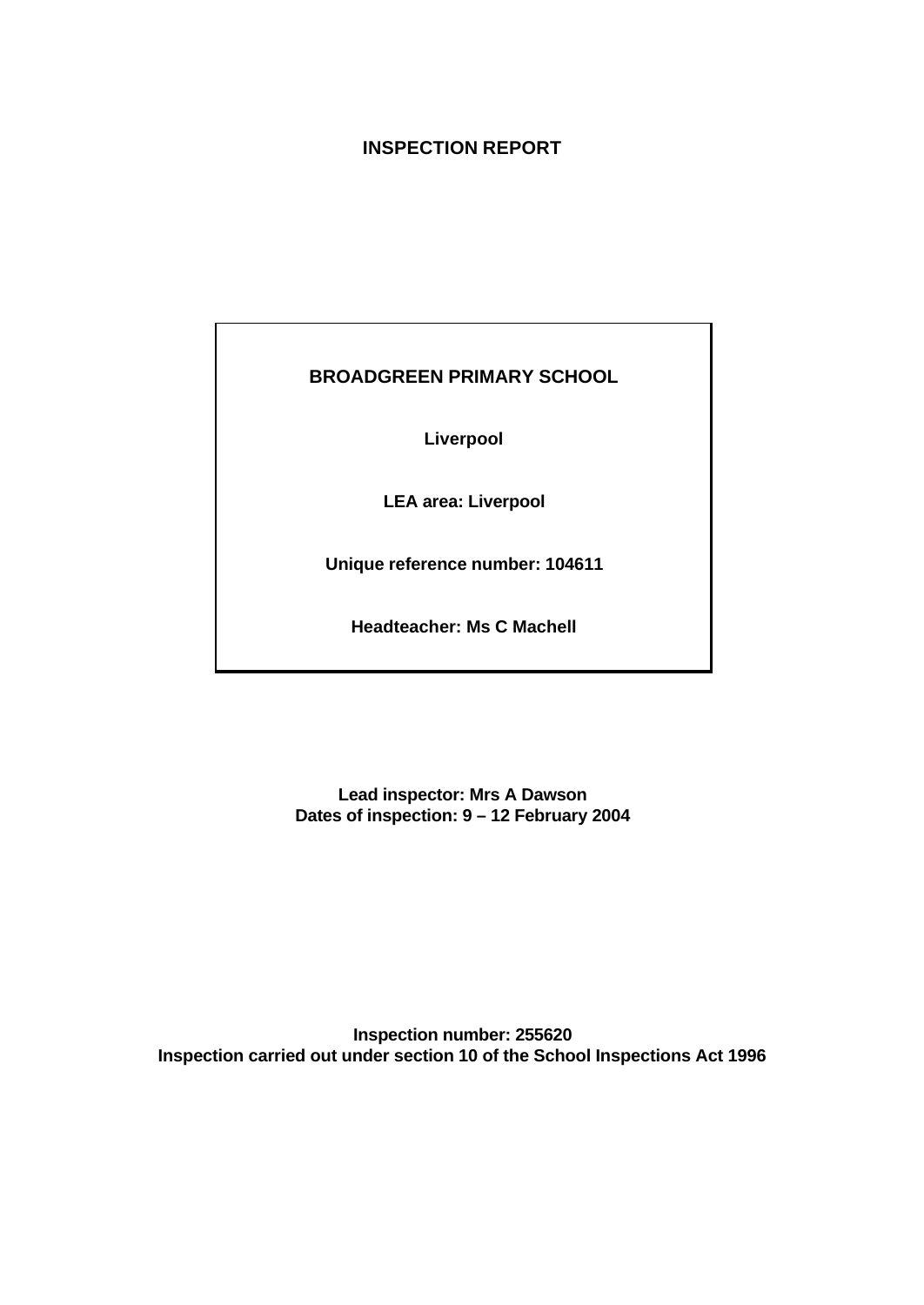# INSPECTION REPORT

**BROADGREEN PRIMARY SCHOOL**

**Liverpool**

**LEA area: Liverpool**

**Unique reference number: 104611**

**Headteacher: Ms C Machell**

**Lead inspector: Mrs A Dawson**
**Dates of inspection: 9 – 12 February 2004**

**Inspection number: 255620**
**Inspection carried out under section 10 of the School Inspections Act 1996**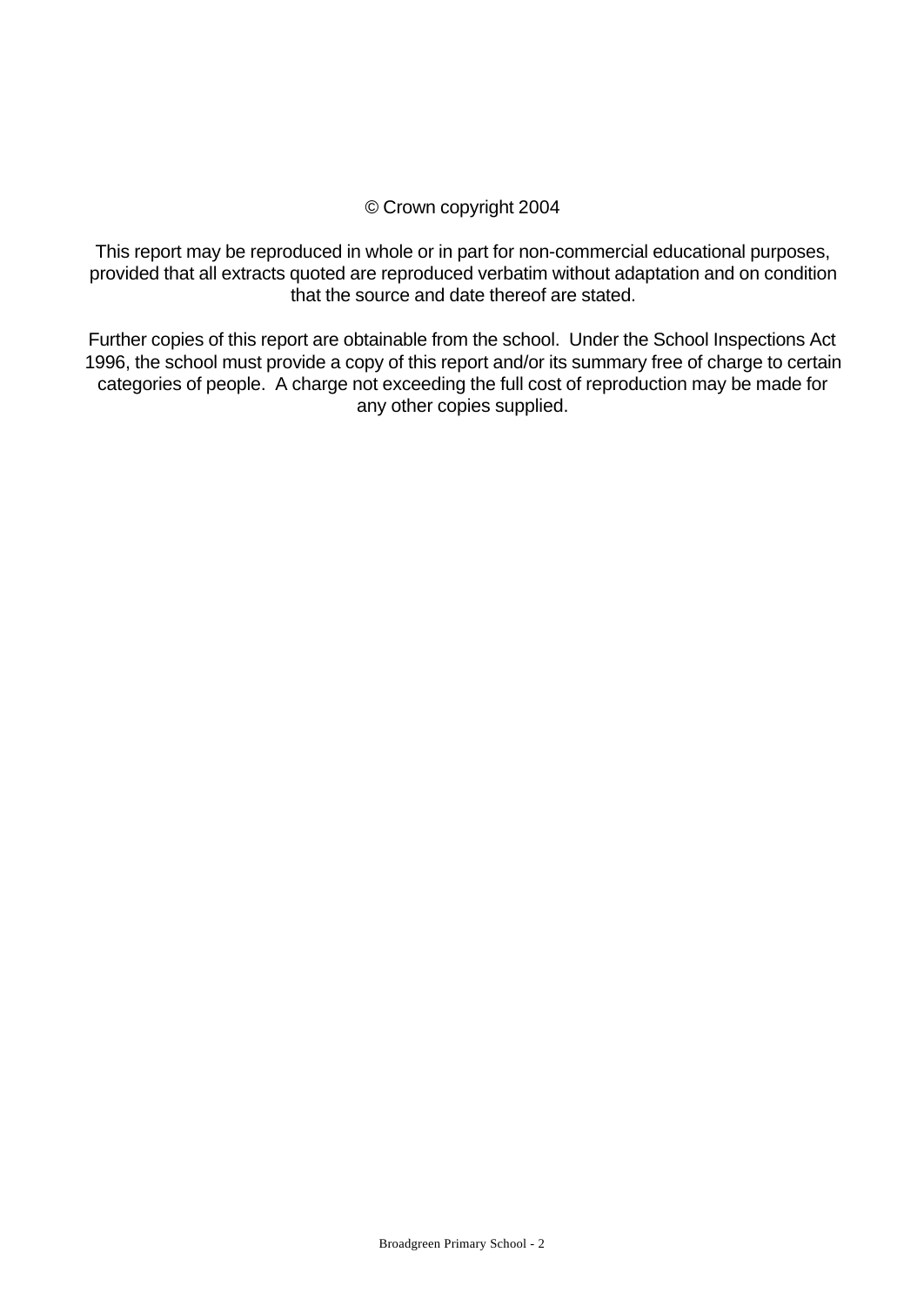© Crown copyright 2004

This report may be reproduced in whole or in part for non-commercial educational purposes, provided that all extracts quoted are reproduced verbatim without adaptation and on condition that the source and date thereof are stated.

Further copies of this report are obtainable from the school. Under the School Inspections Act 1996, the school must provide a copy of this report and/or its summary free of charge to certain categories of people. A charge not exceeding the full cost of reproduction may be made for any other copies supplied.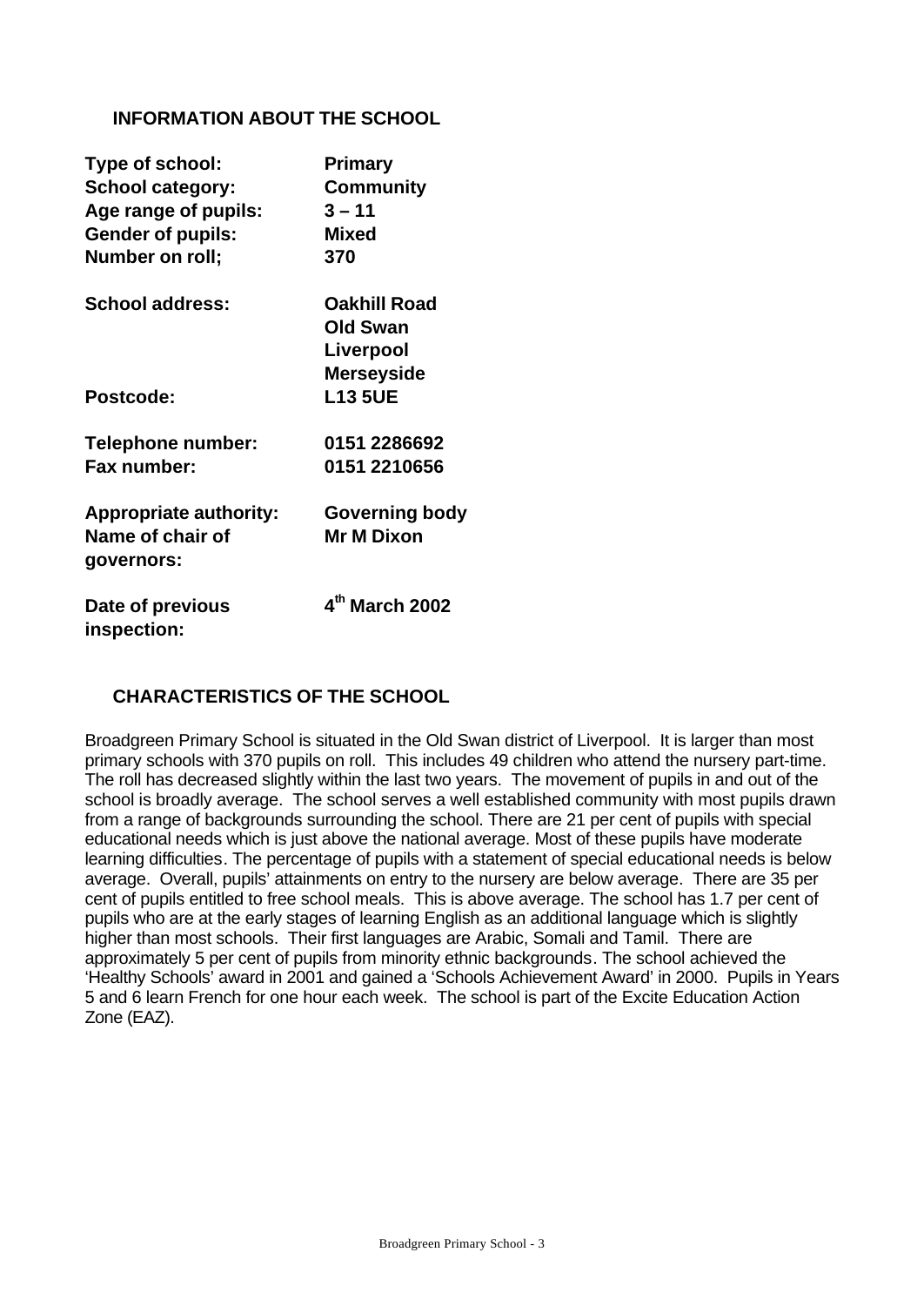## INFORMATION ABOUT THE SCHOOL

| | |
|---|---|
| **Type of school:** | **Primary** |
| **School category:** | **Community** |
| **Age range of pupils:** | **3 – 11** |
| **Gender of pupils:** | **Mixed** |
| **Number on roll;** | **370** |
| **School address:** | **Oakhill Road**<br>**Old Swan**<br>**Liverpool**<br>**Merseyside** |
| **Postcode:** | **L13 5UE** |
| **Telephone number:** | **0151 2286692** |
| **Fax number:** | **0151 2210656** |
| **Appropriate authority:** | **Governing body** |
| **Name of chair of governors:** | **Mr M Dixon** |
| **Date of previous inspection:** | **4th March 2002** |

## CHARACTERISTICS OF THE SCHOOL

Broadgreen Primary School is situated in the Old Swan district of Liverpool. It is larger than most primary schools with 370 pupils on roll. This includes 49 children who attend the nursery part-time. The roll has decreased slightly within the last two years. The movement of pupils in and out of the school is broadly average. The school serves a well established community with most pupils drawn from a range of backgrounds surrounding the school. There are 21 per cent of pupils with special educational needs which is just above the national average. Most of these pupils have moderate learning difficulties. The percentage of pupils with a statement of special educational needs is below average. Overall, pupils' attainments on entry to the nursery are below average. There are 35 per cent of pupils entitled to free school meals. This is above average. The school has 1.7 per cent of pupils who are at the early stages of learning English as an additional language which is slightly higher than most schools. Their first languages are Arabic, Somali and Tamil. There are approximately 5 per cent of pupils from minority ethnic backgrounds. The school achieved the 'Healthy Schools' award in 2001 and gained a 'Schools Achievement Award' in 2000. Pupils in Years 5 and 6 learn French for one hour each week. The school is part of the Excite Education Action Zone (EAZ).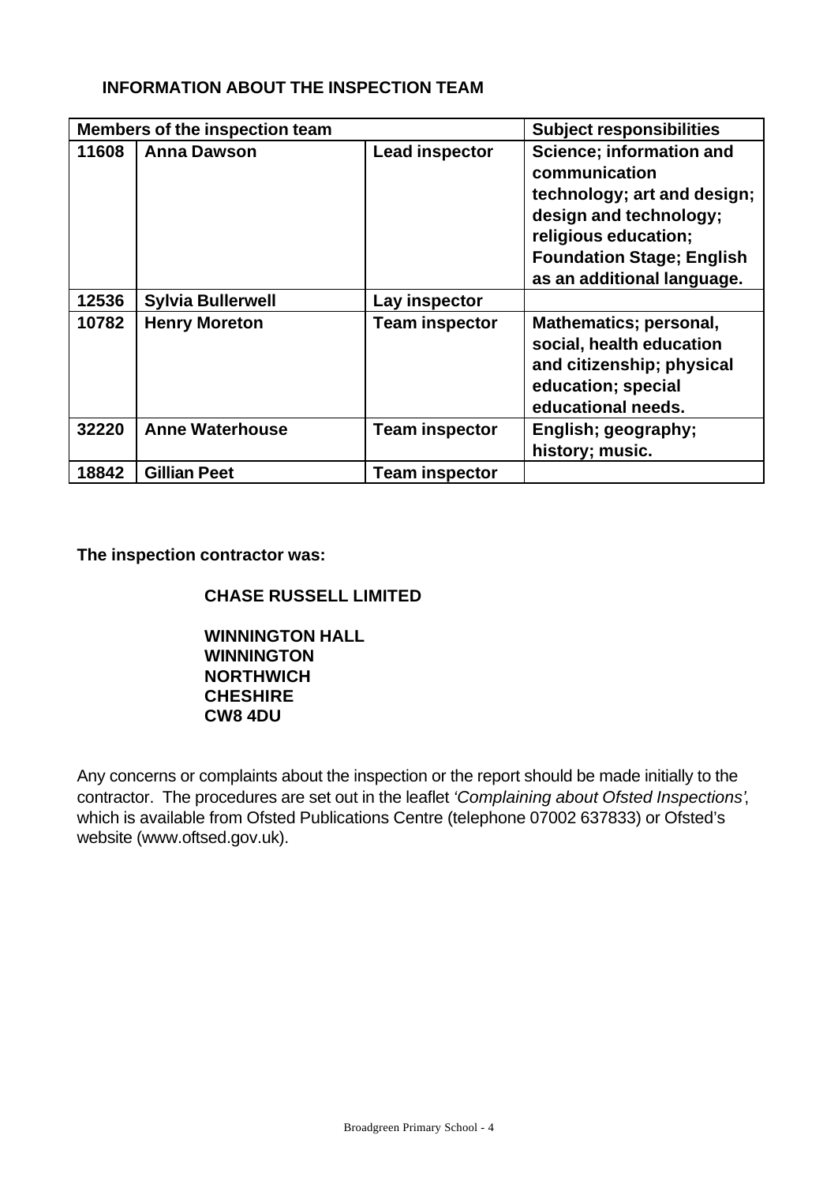## INFORMATION ABOUT THE INSPECTION TEAM

| Members of the inspection team | | | Subject responsibilities |
|---|---|---|---|
| **11608** | **Anna Dawson** | **Lead inspector** | **Science; information and communication technology; art and design; design and technology; religious education; Foundation Stage; English as an additional language.** |
| **12536** | **Sylvia Bullerwell** | **Lay inspector** | |
| **10782** | **Henry Moreton** | **Team inspector** | **Mathematics; personal, social, health education and citizenship; physical education; special educational needs.** |
| **32220** | **Anne Waterhouse** | **Team inspector** | **English; geography; history; music.** |
| **18842** | **Gillian Peet** | **Team inspector** | |

**The inspection contractor was:**

**CHASE RUSSELL LIMITED**

**WINNINGTON HALL**
**WINNINGTON**
**NORTHWICH**
**CHESHIRE**
**CW8 4DU**

Any concerns or complaints about the inspection or the report should be made initially to the contractor. The procedures are set out in the leaflet *'Complaining about Ofsted Inspections'*, which is available from Ofsted Publications Centre (telephone 07002 637833) or Ofsted's website (www.oftsed.gov.uk).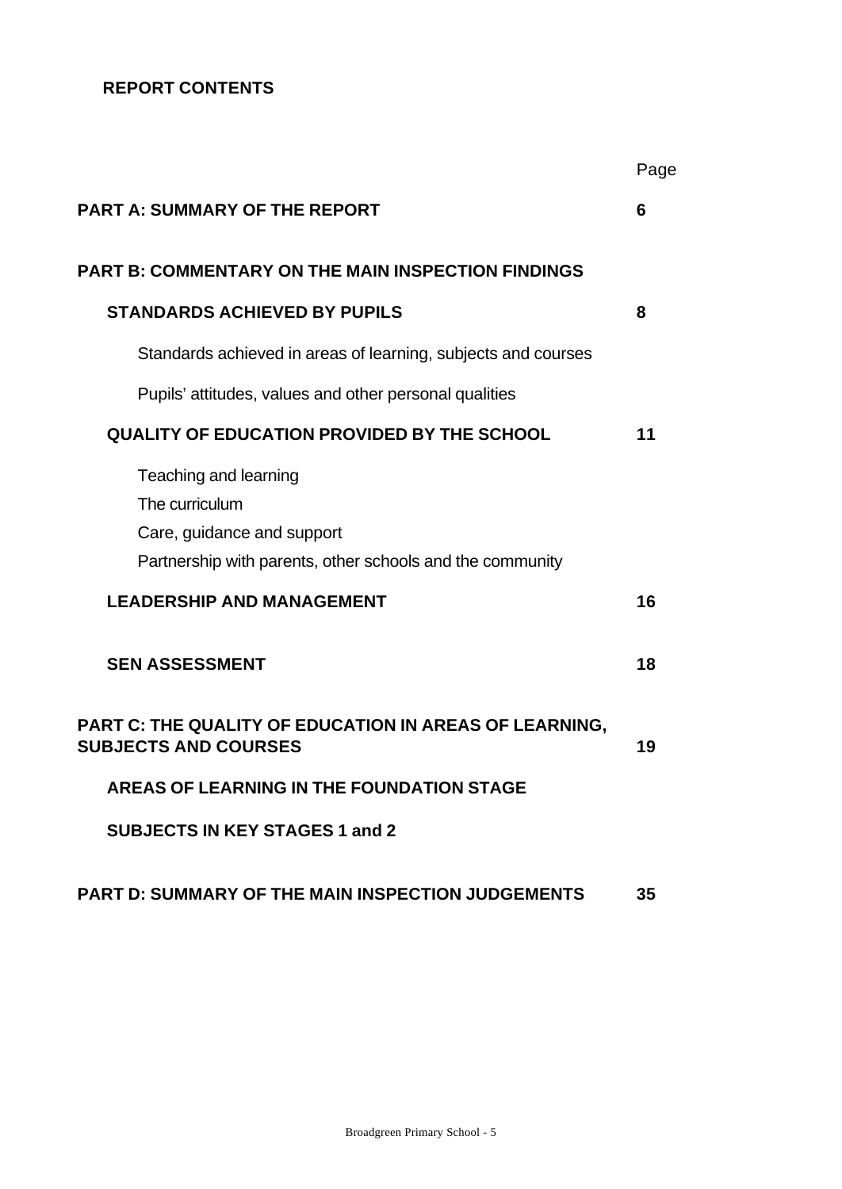**REPORT CONTENTS**

| | Page |
|---|---|
| **PART A: SUMMARY OF THE REPORT** | **6** |
| **PART B: COMMENTARY ON THE MAIN INSPECTION FINDINGS** | |
| **STANDARDS ACHIEVED BY PUPILS** | **8** |
| Standards achieved in areas of learning, subjects and courses | |
| Pupils' attitudes, values and other personal qualities | |
| **QUALITY OF EDUCATION PROVIDED BY THE SCHOOL** | **11** |
| Teaching and learning | |
| The curriculum | |
| Care, guidance and support | |
| Partnership with parents, other schools and the community | |
| **LEADERSHIP AND MANAGEMENT** | **16** |
| **SEN ASSESSMENT** | **18** |
| **PART C: THE QUALITY OF EDUCATION IN AREAS OF LEARNING, SUBJECTS AND COURSES** | **19** |
| **AREAS OF LEARNING IN THE FOUNDATION STAGE** | |
| **SUBJECTS IN KEY STAGES 1 and 2** | |
| **PART D: SUMMARY OF THE MAIN INSPECTION JUDGEMENTS** | **35** |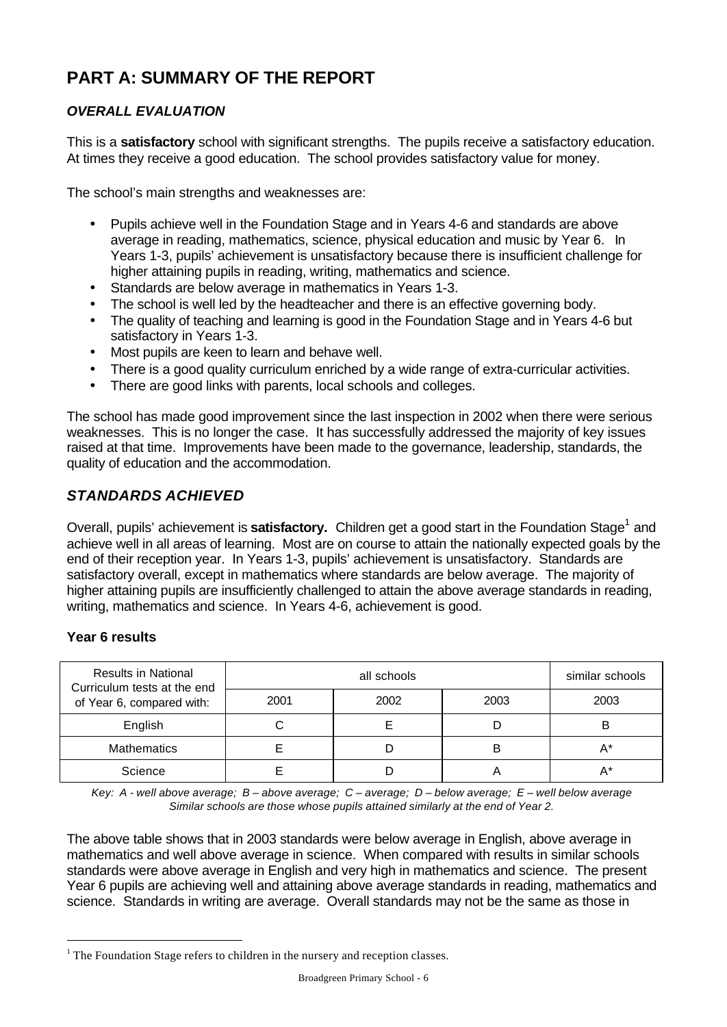# PART A: SUMMARY OF THE REPORT

## *OVERALL EVALUATION*

This is a **satisfactory** school with significant strengths. The pupils receive a satisfactory education. At times they receive a good education. The school provides satisfactory value for money.

The school's main strengths and weaknesses are:

- Pupils achieve well in the Foundation Stage and in Years 4-6 and standards are above average in reading, mathematics, science, physical education and music by Year 6. In Years 1-3, pupils' achievement is unsatisfactory because there is insufficient challenge for higher attaining pupils in reading, writing, mathematics and science.
- Standards are below average in mathematics in Years 1-3.
- The school is well led by the headteacher and there is an effective governing body.
- The quality of teaching and learning is good in the Foundation Stage and in Years 4-6 but satisfactory in Years 1-3.
- Most pupils are keen to learn and behave well.
- There is a good quality curriculum enriched by a wide range of extra-curricular activities.
- There are good links with parents, local schools and colleges.

The school has made good improvement since the last inspection in 2002 when there were serious weaknesses. This is no longer the case. It has successfully addressed the majority of key issues raised at that time. Improvements have been made to the governance, leadership, standards, the quality of education and the accommodation.

## *STANDARDS ACHIEVED*

Overall, pupils' achievement is **satisfactory.** Children get a good start in the Foundation Stage[1] and achieve well in all areas of learning. Most are on course to attain the nationally expected goals by the end of their reception year. In Years 1-3, pupils' achievement is unsatisfactory. Standards are satisfactory overall, except in mathematics where standards are below average. The majority of higher attaining pupils are insufficiently challenged to attain the above average standards in reading, writing, mathematics and science. In Years 4-6, achievement is good.

### Year 6 results

| Results in National Curriculum tests at the end of Year 6, compared with: | all schools | | | similar schools |
|---|---|---|---|---|
| | 2001 | 2002 | 2003 | 2003 |
| English | C | E | D | B |
| Mathematics | E | D | B | A* |
| Science | E | D | A | A* |

*Key: A - well above average; B – above average; C – average; D – below average; E – well below average*
*Similar schools are those whose pupils attained similarly at the end of Year 2.*

The above table shows that in 2003 standards were below average in English, above average in mathematics and well above average in science. When compared with results in similar schools standards were above average in English and very high in mathematics and science. The present Year 6 pupils are achieving well and attaining above average standards in reading, mathematics and science. Standards in writing are average. Overall standards may not be the same as those in

[1] The Foundation Stage refers to children in the nursery and reception classes.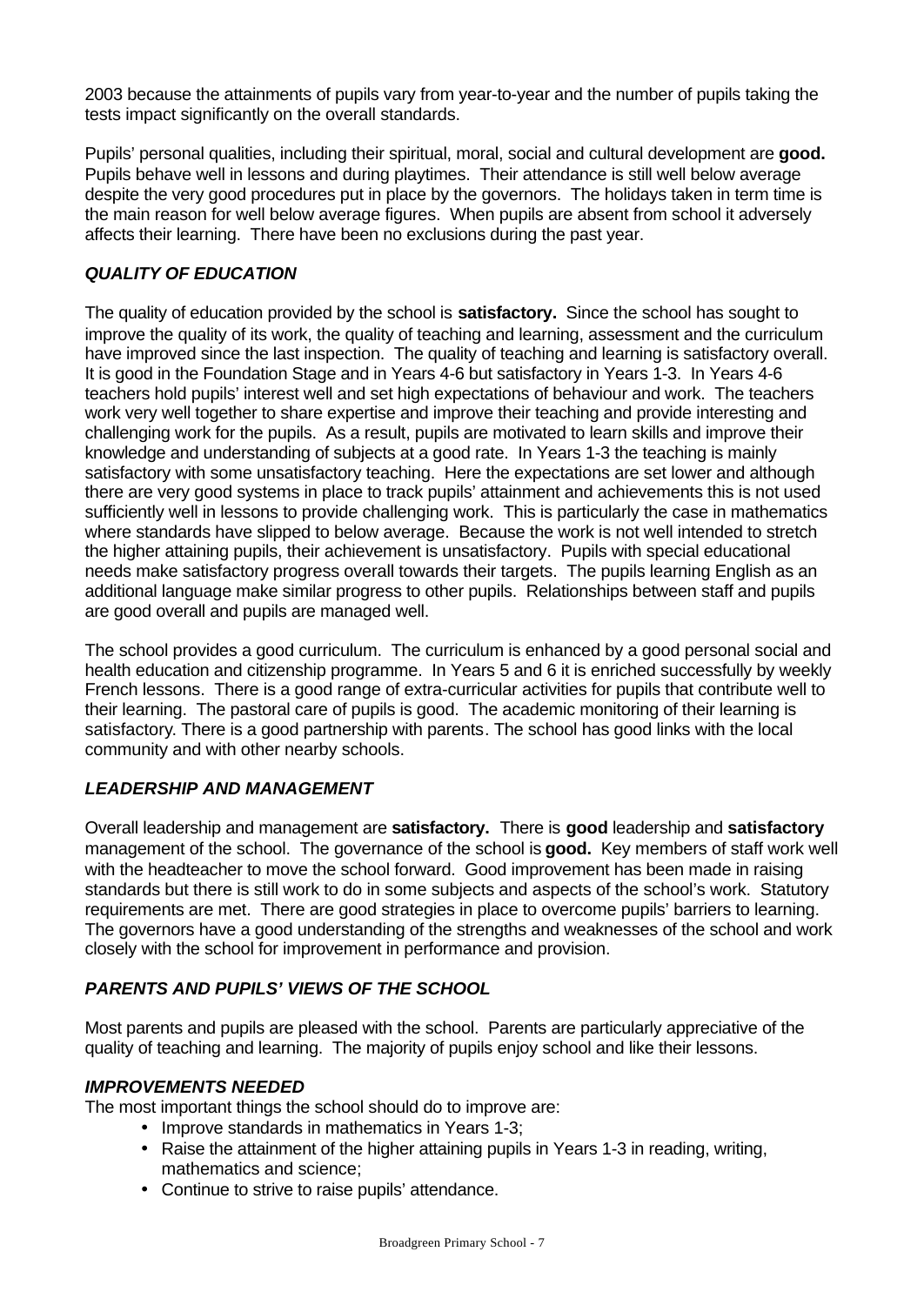2003 because the attainments of pupils vary from year-to-year and the number of pupils taking the tests impact significantly on the overall standards.

Pupils' personal qualities, including their spiritual, moral, social and cultural development are **good.** Pupils behave well in lessons and during playtimes. Their attendance is still well below average despite the very good procedures put in place by the governors. The holidays taken in term time is the main reason for well below average figures. When pupils are absent from school it adversely affects their learning. There have been no exclusions during the past year.

### *QUALITY OF EDUCATION*

The quality of education provided by the school is **satisfactory.** Since the school has sought to improve the quality of its work, the quality of teaching and learning, assessment and the curriculum have improved since the last inspection. The quality of teaching and learning is satisfactory overall. It is good in the Foundation Stage and in Years 4-6 but satisfactory in Years 1-3. In Years 4-6 teachers hold pupils' interest well and set high expectations of behaviour and work. The teachers work very well together to share expertise and improve their teaching and provide interesting and challenging work for the pupils. As a result, pupils are motivated to learn skills and improve their knowledge and understanding of subjects at a good rate. In Years 1-3 the teaching is mainly satisfactory with some unsatisfactory teaching. Here the expectations are set lower and although there are very good systems in place to track pupils' attainment and achievements this is not used sufficiently well in lessons to provide challenging work. This is particularly the case in mathematics where standards have slipped to below average. Because the work is not well intended to stretch the higher attaining pupils, their achievement is unsatisfactory. Pupils with special educational needs make satisfactory progress overall towards their targets. The pupils learning English as an additional language make similar progress to other pupils. Relationships between staff and pupils are good overall and pupils are managed well.

The school provides a good curriculum. The curriculum is enhanced by a good personal social and health education and citizenship programme. In Years 5 and 6 it is enriched successfully by weekly French lessons. There is a good range of extra-curricular activities for pupils that contribute well to their learning. The pastoral care of pupils is good. The academic monitoring of their learning is satisfactory. There is a good partnership with parents. The school has good links with the local community and with other nearby schools.

### *LEADERSHIP AND MANAGEMENT*

Overall leadership and management are **satisfactory.** There is **good** leadership and **satisfactory** management of the school. The governance of the school is **good.** Key members of staff work well with the headteacher to move the school forward. Good improvement has been made in raising standards but there is still work to do in some subjects and aspects of the school's work. Statutory requirements are met. There are good strategies in place to overcome pupils' barriers to learning. The governors have a good understanding of the strengths and weaknesses of the school and work closely with the school for improvement in performance and provision.

### *PARENTS AND PUPILS' VIEWS OF THE SCHOOL*

Most parents and pupils are pleased with the school. Parents are particularly appreciative of the quality of teaching and learning. The majority of pupils enjoy school and like their lessons.

### *IMPROVEMENTS NEEDED*

The most important things the school should do to improve are:

- Improve standards in mathematics in Years 1-3;
- Raise the attainment of the higher attaining pupils in Years 1-3 in reading, writing, mathematics and science;
- Continue to strive to raise pupils' attendance.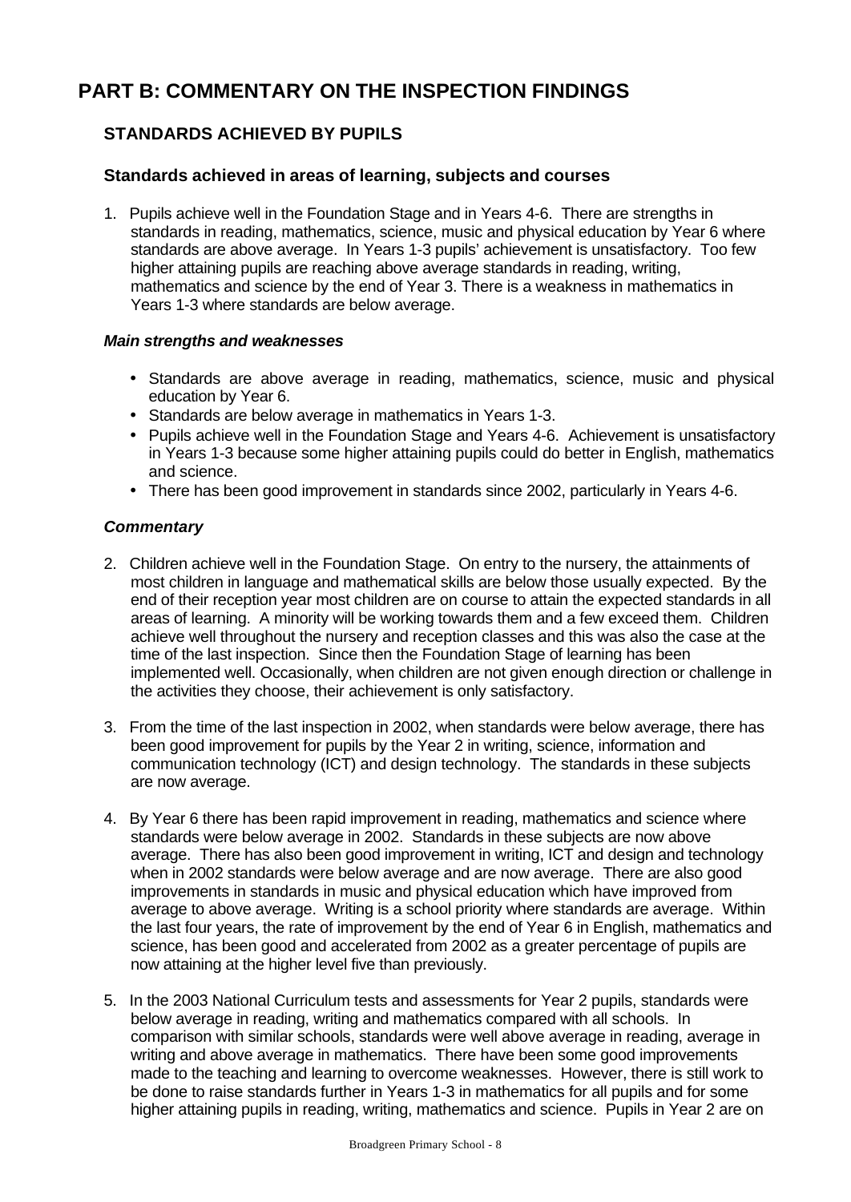# PART B: COMMENTARY ON THE INSPECTION FINDINGS

## STANDARDS ACHIEVED BY PUPILS

### Standards achieved in areas of learning, subjects and courses

1. Pupils achieve well in the Foundation Stage and in Years 4-6. There are strengths in standards in reading, mathematics, science, music and physical education by Year 6 where standards are above average. In Years 1-3 pupils' achievement is unsatisfactory. Too few higher attaining pupils are reaching above average standards in reading, writing, mathematics and science by the end of Year 3. There is a weakness in mathematics in Years 1-3 where standards are below average.

***Main strengths and weaknesses***

- Standards are above average in reading, mathematics, science, music and physical education by Year 6.
- Standards are below average in mathematics in Years 1-3.
- Pupils achieve well in the Foundation Stage and Years 4-6. Achievement is unsatisfactory in Years 1-3 because some higher attaining pupils could do better in English, mathematics and science.
- There has been good improvement in standards since 2002, particularly in Years 4-6.

***Commentary***

2. Children achieve well in the Foundation Stage. On entry to the nursery, the attainments of most children in language and mathematical skills are below those usually expected. By the end of their reception year most children are on course to attain the expected standards in all areas of learning. A minority will be working towards them and a few exceed them. Children achieve well throughout the nursery and reception classes and this was also the case at the time of the last inspection. Since then the Foundation Stage of learning has been implemented well. Occasionally, when children are not given enough direction or challenge in the activities they choose, their achievement is only satisfactory.

3. From the time of the last inspection in 2002, when standards were below average, there has been good improvement for pupils by the Year 2 in writing, science, information and communication technology (ICT) and design technology. The standards in these subjects are now average.

4. By Year 6 there has been rapid improvement in reading, mathematics and science where standards were below average in 2002. Standards in these subjects are now above average. There has also been good improvement in writing, ICT and design and technology when in 2002 standards were below average and are now average. There are also good improvements in standards in music and physical education which have improved from average to above average. Writing is a school priority where standards are average. Within the last four years, the rate of improvement by the end of Year 6 in English, mathematics and science, has been good and accelerated from 2002 as a greater percentage of pupils are now attaining at the higher level five than previously.

5. In the 2003 National Curriculum tests and assessments for Year 2 pupils, standards were below average in reading, writing and mathematics compared with all schools. In comparison with similar schools, standards were well above average in reading, average in writing and above average in mathematics. There have been some good improvements made to the teaching and learning to overcome weaknesses. However, there is still work to be done to raise standards further in Years 1-3 in mathematics for all pupils and for some higher attaining pupils in reading, writing, mathematics and science. Pupils in Year 2 are on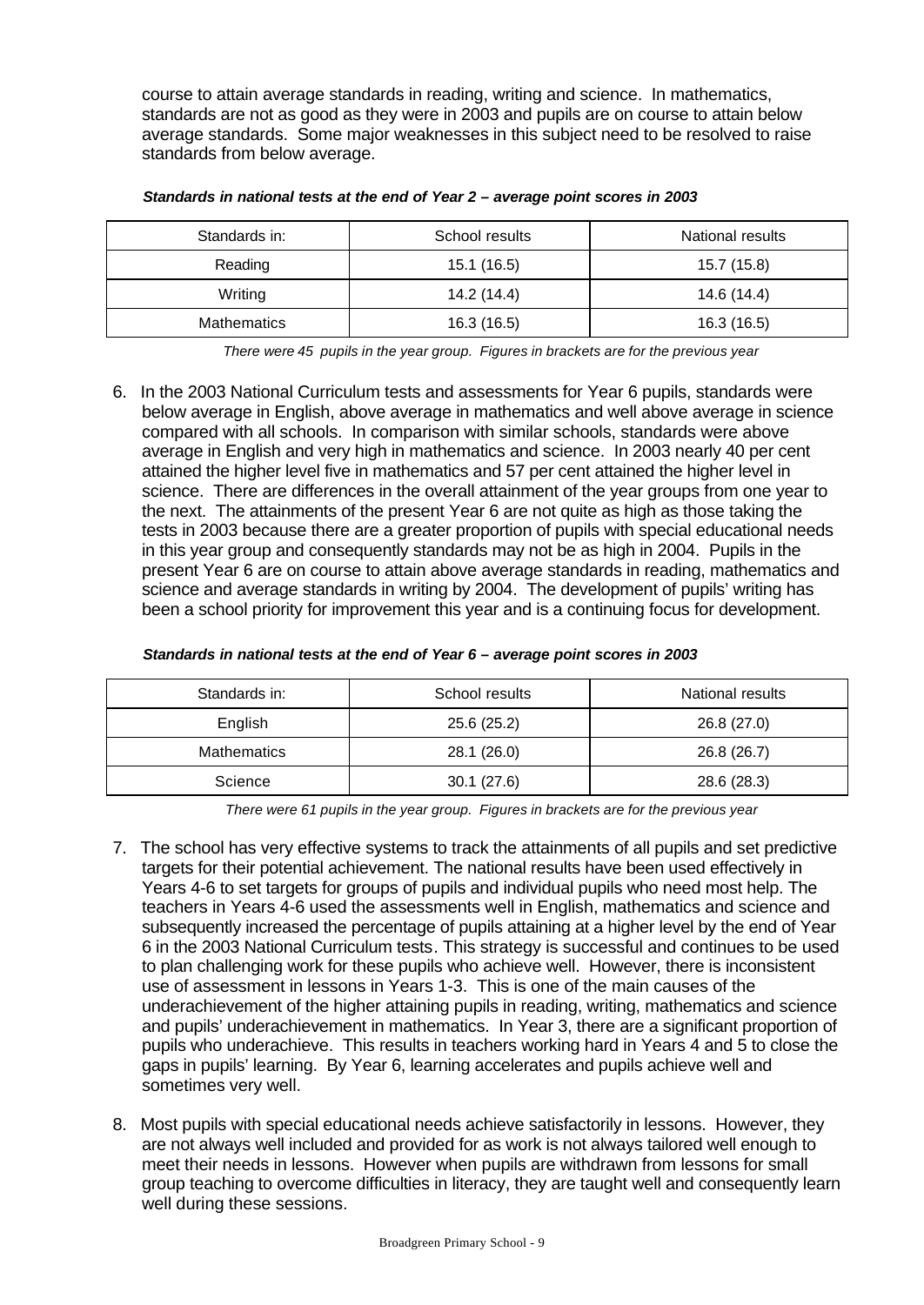course to attain average standards in reading, writing and science. In mathematics, standards are not as good as they were in 2003 and pupils are on course to attain below average standards. Some major weaknesses in this subject need to be resolved to raise standards from below average.

***Standards in national tests at the end of Year 2 – average point scores in 2003***

| Standards in: | School results | National results |
|---|---|---|
| Reading | 15.1 (16.5) | 15.7 (15.8) |
| Writing | 14.2 (14.4) | 14.6 (14.4) |
| Mathematics | 16.3 (16.5) | 16.3 (16.5) |

*There were 45 pupils in the year group. Figures in brackets are for the previous year*

6. In the 2003 National Curriculum tests and assessments for Year 6 pupils, standards were below average in English, above average in mathematics and well above average in science compared with all schools. In comparison with similar schools, standards were above average in English and very high in mathematics and science. In 2003 nearly 40 per cent attained the higher level five in mathematics and 57 per cent attained the higher level in science. There are differences in the overall attainment of the year groups from one year to the next. The attainments of the present Year 6 are not quite as high as those taking the tests in 2003 because there are a greater proportion of pupils with special educational needs in this year group and consequently standards may not be as high in 2004. Pupils in the present Year 6 are on course to attain above average standards in reading, mathematics and science and average standards in writing by 2004. The development of pupils' writing has been a school priority for improvement this year and is a continuing focus for development.

***Standards in national tests at the end of Year 6 – average point scores in 2003***

| Standards in: | School results | National results |
|---|---|---|
| English | 25.6 (25.2) | 26.8 (27.0) |
| Mathematics | 28.1 (26.0) | 26.8 (26.7) |
| Science | 30.1 (27.6) | 28.6 (28.3) |

*There were 61 pupils in the year group. Figures in brackets are for the previous year*

7. The school has very effective systems to track the attainments of all pupils and set predictive targets for their potential achievement. The national results have been used effectively in Years 4-6 to set targets for groups of pupils and individual pupils who need most help. The teachers in Years 4-6 used the assessments well in English, mathematics and science and subsequently increased the percentage of pupils attaining at a higher level by the end of Year 6 in the 2003 National Curriculum tests. This strategy is successful and continues to be used to plan challenging work for these pupils who achieve well. However, there is inconsistent use of assessment in lessons in Years 1-3. This is one of the main causes of the underachievement of the higher attaining pupils in reading, writing, mathematics and science and pupils' underachievement in mathematics. In Year 3, there are a significant proportion of pupils who underachieve. This results in teachers working hard in Years 4 and 5 to close the gaps in pupils' learning. By Year 6, learning accelerates and pupils achieve well and sometimes very well.

8. Most pupils with special educational needs achieve satisfactorily in lessons. However, they are not always well included and provided for as work is not always tailored well enough to meet their needs in lessons. However when pupils are withdrawn from lessons for small group teaching to overcome difficulties in literacy, they are taught well and consequently learn well during these sessions.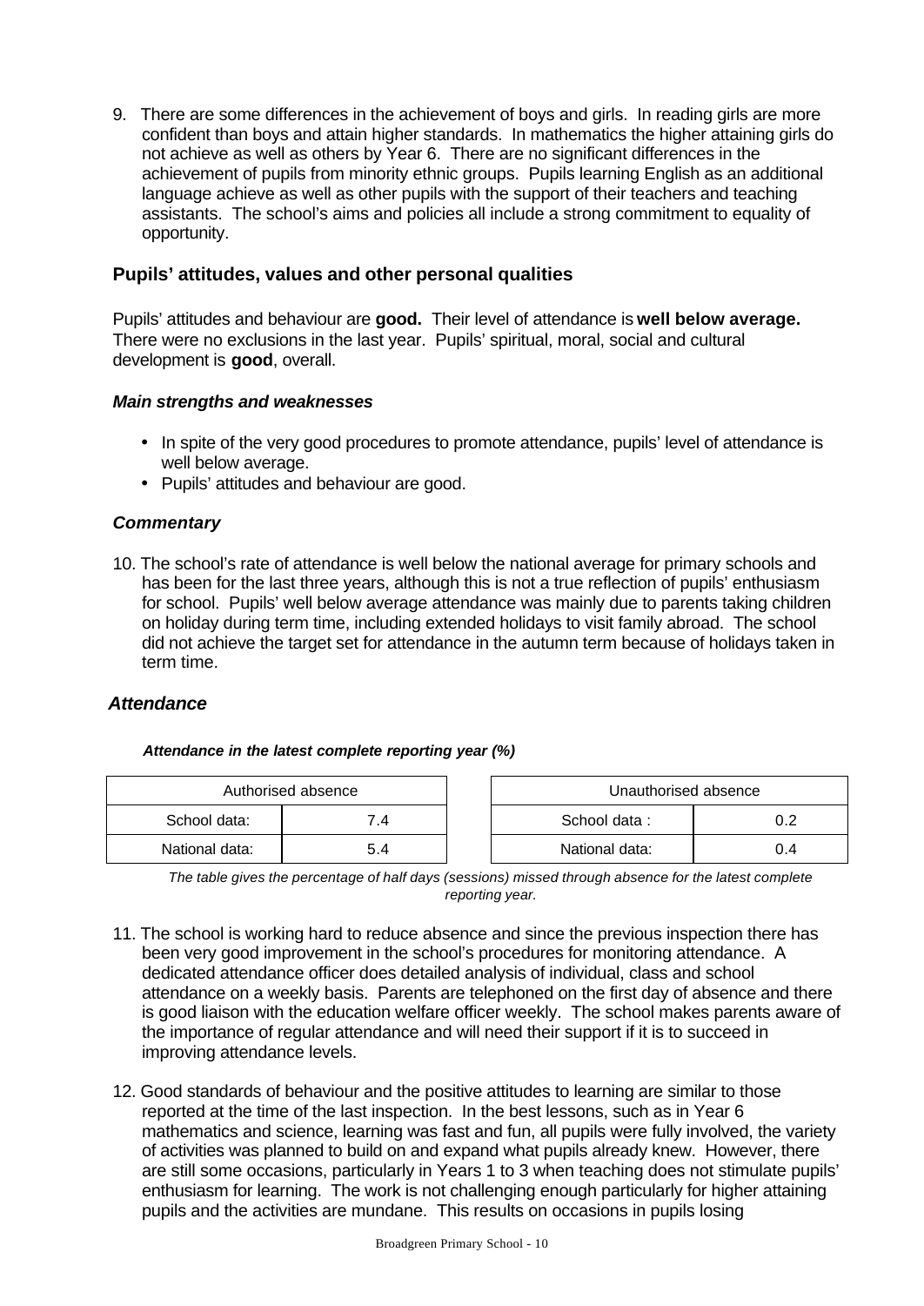9. There are some differences in the achievement of boys and girls. In reading girls are more confident than boys and attain higher standards. In mathematics the higher attaining girls do not achieve as well as others by Year 6. There are no significant differences in the achievement of pupils from minority ethnic groups. Pupils learning English as an additional language achieve as well as other pupils with the support of their teachers and teaching assistants. The school's aims and policies all include a strong commitment to equality of opportunity.

## Pupils' attitudes, values and other personal qualities

Pupils' attitudes and behaviour are **good.** Their level of attendance is **well below average.** There were no exclusions in the last year. Pupils' spiritual, moral, social and cultural development is **good**, overall.

### *Main strengths and weaknesses*

- In spite of the very good procedures to promote attendance, pupils' level of attendance is well below average.
- Pupils' attitudes and behaviour are good.

### *Commentary*

10. The school's rate of attendance is well below the national average for primary schools and has been for the last three years, although this is not a true reflection of pupils' enthusiasm for school. Pupils' well below average attendance was mainly due to parents taking children on holiday during term time, including extended holidays to visit family abroad. The school did not achieve the target set for attendance in the autumn term because of holidays taken in term time.

### *Attendance*

***Attendance in the latest complete reporting year (%)***

| Authorised absence | |
|---|---|
| School data: | 7.4 |
| National data: | 5.4 |

| Unauthorised absence | |
|---|---|
| School data : | 0.2 |
| National data: | 0.4 |

*The table gives the percentage of half days (sessions) missed through absence for the latest complete reporting year.*

11. The school is working hard to reduce absence and since the previous inspection there has been very good improvement in the school's procedures for monitoring attendance. A dedicated attendance officer does detailed analysis of individual, class and school attendance on a weekly basis. Parents are telephoned on the first day of absence and there is good liaison with the education welfare officer weekly. The school makes parents aware of the importance of regular attendance and will need their support if it is to succeed in improving attendance levels.

12. Good standards of behaviour and the positive attitudes to learning are similar to those reported at the time of the last inspection. In the best lessons, such as in Year 6 mathematics and science, learning was fast and fun, all pupils were fully involved, the variety of activities was planned to build on and expand what pupils already knew. However, there are still some occasions, particularly in Years 1 to 3 when teaching does not stimulate pupils' enthusiasm for learning. The work is not challenging enough particularly for higher attaining pupils and the activities are mundane. This results on occasions in pupils losing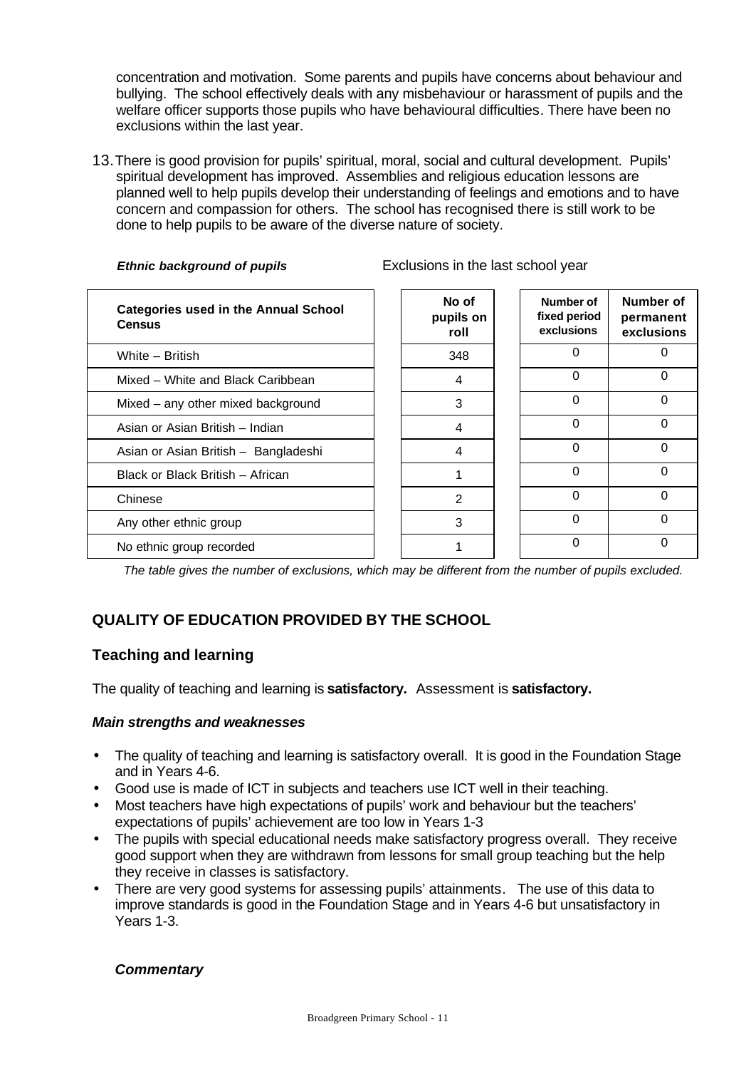concentration and motivation. Some parents and pupils have concerns about behaviour and bullying. The school effectively deals with any misbehaviour or harassment of pupils and the welfare officer supports those pupils who have behavioural difficulties. There have been no exclusions within the last year.

13. There is good provision for pupils' spiritual, moral, social and cultural development. Pupils' spiritual development has improved. Assemblies and religious education lessons are planned well to help pupils develop their understanding of feelings and emotions and to have concern and compassion for others. The school has recognised there is still work to be done to help pupils to be aware of the diverse nature of society.

***Ethnic background of pupils*** — Exclusions in the last school year

| Categories used in the Annual School Census | No of pupils on roll | Number of fixed period exclusions | Number of permanent exclusions |
|---|---|---|---|
| White – British | 348 | 0 | 0 |
| Mixed – White and Black Caribbean | 4 | 0 | 0 |
| Mixed – any other mixed background | 3 | 0 | 0 |
| Asian or Asian British – Indian | 4 | 0 | 0 |
| Asian or Asian British – Bangladeshi | 4 | 0 | 0 |
| Black or Black British – African | 1 | 0 | 0 |
| Chinese | 2 | 0 | 0 |
| Any other ethnic group | 3 | 0 | 0 |
| No ethnic group recorded | 1 | 0 | 0 |

*The table gives the number of exclusions, which may be different from the number of pupils excluded.*

## QUALITY OF EDUCATION PROVIDED BY THE SCHOOL

### Teaching and learning

The quality of teaching and learning is **satisfactory.** Assessment is **satisfactory.**

#### *Main strengths and weaknesses*

- The quality of teaching and learning is satisfactory overall. It is good in the Foundation Stage and in Years 4-6.
- Good use is made of ICT in subjects and teachers use ICT well in their teaching.
- Most teachers have high expectations of pupils' work and behaviour but the teachers' expectations of pupils' achievement are too low in Years 1-3
- The pupils with special educational needs make satisfactory progress overall. They receive good support when they are withdrawn from lessons for small group teaching but the help they receive in classes is satisfactory.
- There are very good systems for assessing pupils' attainments. The use of this data to improve standards is good in the Foundation Stage and in Years 4-6 but unsatisfactory in Years 1-3.

***Commentary***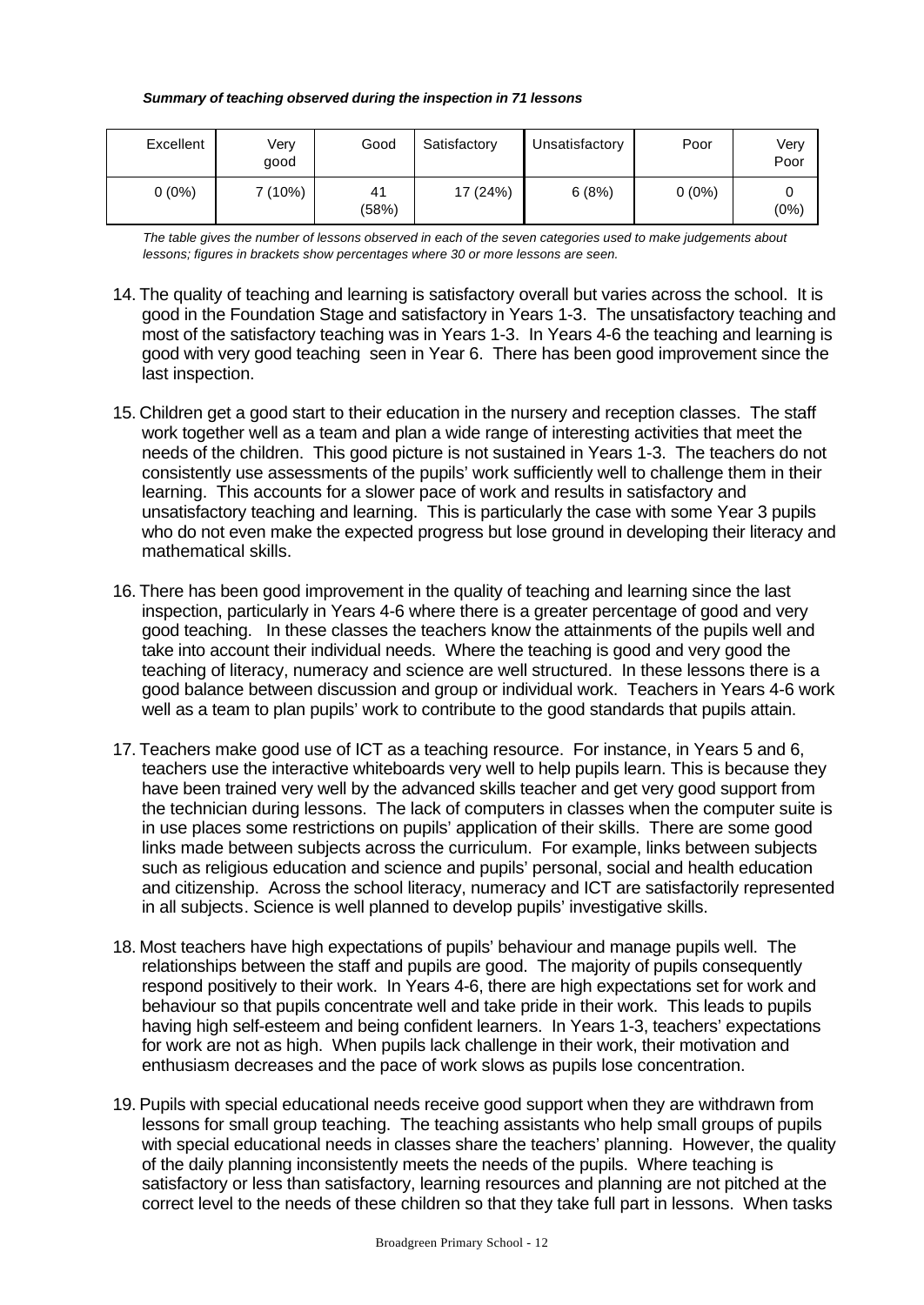***Summary of teaching observed during the inspection in 71 lessons***

| Excellent | Very good | Good | Satisfactory | Unsatisfactory | Poor | Very Poor |
|---|---|---|---|---|---|---|
| 0 (0%) | 7 (10%) | 41 (58%) | 17 (24%) | 6 (8%) | 0 (0%) | 0 (0%) |

*The table gives the number of lessons observed in each of the seven categories used to make judgements about lessons; figures in brackets show percentages where 30 or more lessons are seen.*

14. The quality of teaching and learning is satisfactory overall but varies across the school. It is good in the Foundation Stage and satisfactory in Years 1-3. The unsatisfactory teaching and most of the satisfactory teaching was in Years 1-3. In Years 4-6 the teaching and learning is good with very good teaching seen in Year 6. There has been good improvement since the last inspection.

15. Children get a good start to their education in the nursery and reception classes. The staff work together well as a team and plan a wide range of interesting activities that meet the needs of the children. This good picture is not sustained in Years 1-3. The teachers do not consistently use assessments of the pupils' work sufficiently well to challenge them in their learning. This accounts for a slower pace of work and results in satisfactory and unsatisfactory teaching and learning. This is particularly the case with some Year 3 pupils who do not even make the expected progress but lose ground in developing their literacy and mathematical skills.

16. There has been good improvement in the quality of teaching and learning since the last inspection, particularly in Years 4-6 where there is a greater percentage of good and very good teaching. In these classes the teachers know the attainments of the pupils well and take into account their individual needs. Where the teaching is good and very good the teaching of literacy, numeracy and science are well structured. In these lessons there is a good balance between discussion and group or individual work. Teachers in Years 4-6 work well as a team to plan pupils' work to contribute to the good standards that pupils attain.

17. Teachers make good use of ICT as a teaching resource. For instance, in Years 5 and 6, teachers use the interactive whiteboards very well to help pupils learn. This is because they have been trained very well by the advanced skills teacher and get very good support from the technician during lessons. The lack of computers in classes when the computer suite is in use places some restrictions on pupils' application of their skills. There are some good links made between subjects across the curriculum. For example, links between subjects such as religious education and science and pupils' personal, social and health education and citizenship. Across the school literacy, numeracy and ICT are satisfactorily represented in all subjects. Science is well planned to develop pupils' investigative skills.

18. Most teachers have high expectations of pupils' behaviour and manage pupils well. The relationships between the staff and pupils are good. The majority of pupils consequently respond positively to their work. In Years 4-6, there are high expectations set for work and behaviour so that pupils concentrate well and take pride in their work. This leads to pupils having high self-esteem and being confident learners. In Years 1-3, teachers' expectations for work are not as high. When pupils lack challenge in their work, their motivation and enthusiasm decreases and the pace of work slows as pupils lose concentration.

19. Pupils with special educational needs receive good support when they are withdrawn from lessons for small group teaching. The teaching assistants who help small groups of pupils with special educational needs in classes share the teachers' planning. However, the quality of the daily planning inconsistently meets the needs of the pupils. Where teaching is satisfactory or less than satisfactory, learning resources and planning are not pitched at the correct level to the needs of these children so that they take full part in lessons. When tasks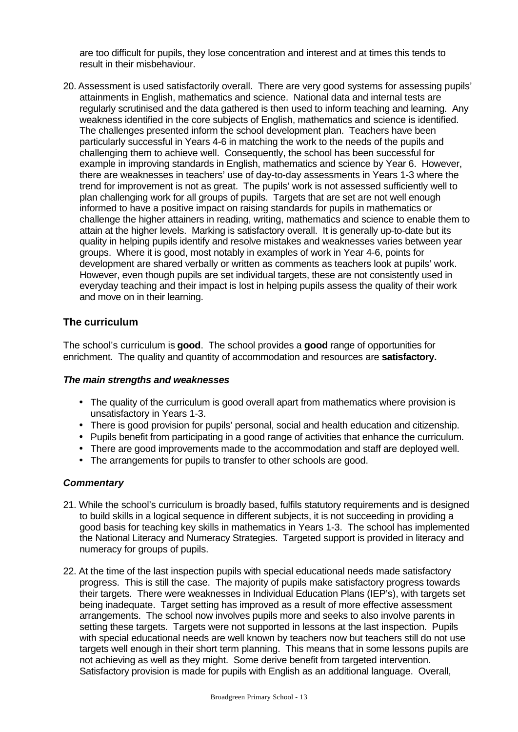are too difficult for pupils, they lose concentration and interest and at times this tends to result in their misbehaviour.

20. Assessment is used satisfactorily overall. There are very good systems for assessing pupils' attainments in English, mathematics and science. National data and internal tests are regularly scrutinised and the data gathered is then used to inform teaching and learning. Any weakness identified in the core subjects of English, mathematics and science is identified. The challenges presented inform the school development plan. Teachers have been particularly successful in Years 4-6 in matching the work to the needs of the pupils and challenging them to achieve well. Consequently, the school has been successful for example in improving standards in English, mathematics and science by Year 6. However, there are weaknesses in teachers' use of day-to-day assessments in Years 1-3 where the trend for improvement is not as great. The pupils' work is not assessed sufficiently well to plan challenging work for all groups of pupils. Targets that are set are not well enough informed to have a positive impact on raising standards for pupils in mathematics or challenge the higher attainers in reading, writing, mathematics and science to enable them to attain at the higher levels. Marking is satisfactory overall. It is generally up-to-date but its quality in helping pupils identify and resolve mistakes and weaknesses varies between year groups. Where it is good, most notably in examples of work in Year 4-6, points for development are shared verbally or written as comments as teachers look at pupils' work. However, even though pupils are set individual targets, these are not consistently used in everyday teaching and their impact is lost in helping pupils assess the quality of their work and move on in their learning.

## The curriculum

The school's curriculum is **good**. The school provides a **good** range of opportunities for enrichment. The quality and quantity of accommodation and resources are **satisfactory.**

### *The main strengths and weaknesses*

- The quality of the curriculum is good overall apart from mathematics where provision is unsatisfactory in Years 1-3.
- There is good provision for pupils' personal, social and health education and citizenship.
- Pupils benefit from participating in a good range of activities that enhance the curriculum.
- There are good improvements made to the accommodation and staff are deployed well.
- The arrangements for pupils to transfer to other schools are good.

### *Commentary*

21. While the school's curriculum is broadly based, fulfils statutory requirements and is designed to build skills in a logical sequence in different subjects, it is not succeeding in providing a good basis for teaching key skills in mathematics in Years 1-3. The school has implemented the National Literacy and Numeracy Strategies. Targeted support is provided in literacy and numeracy for groups of pupils.

22. At the time of the last inspection pupils with special educational needs made satisfactory progress. This is still the case. The majority of pupils make satisfactory progress towards their targets. There were weaknesses in Individual Education Plans (IEP's), with targets set being inadequate. Target setting has improved as a result of more effective assessment arrangements. The school now involves pupils more and seeks to also involve parents in setting these targets. Targets were not supported in lessons at the last inspection. Pupils with special educational needs are well known by teachers now but teachers still do not use targets well enough in their short term planning. This means that in some lessons pupils are not achieving as well as they might. Some derive benefit from targeted intervention. Satisfactory provision is made for pupils with English as an additional language. Overall,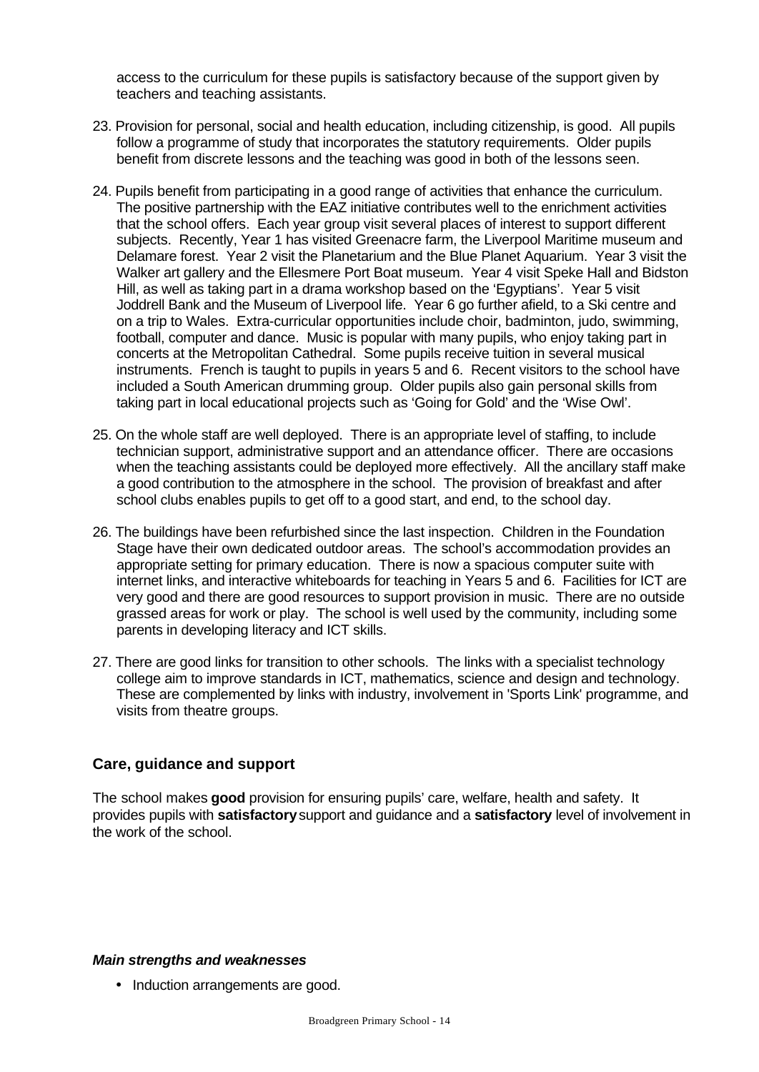access to the curriculum for these pupils is satisfactory because of the support given by teachers and teaching assistants.

23. Provision for personal, social and health education, including citizenship, is good. All pupils follow a programme of study that incorporates the statutory requirements. Older pupils benefit from discrete lessons and the teaching was good in both of the lessons seen.

24. Pupils benefit from participating in a good range of activities that enhance the curriculum. The positive partnership with the EAZ initiative contributes well to the enrichment activities that the school offers. Each year group visit several places of interest to support different subjects. Recently, Year 1 has visited Greenacre farm, the Liverpool Maritime museum and Delamare forest. Year 2 visit the Planetarium and the Blue Planet Aquarium. Year 3 visit the Walker art gallery and the Ellesmere Port Boat museum. Year 4 visit Speke Hall and Bidston Hill, as well as taking part in a drama workshop based on the 'Egyptians'. Year 5 visit Joddrell Bank and the Museum of Liverpool life. Year 6 go further afield, to a Ski centre and on a trip to Wales. Extra-curricular opportunities include choir, badminton, judo, swimming, football, computer and dance. Music is popular with many pupils, who enjoy taking part in concerts at the Metropolitan Cathedral. Some pupils receive tuition in several musical instruments. French is taught to pupils in years 5 and 6. Recent visitors to the school have included a South American drumming group. Older pupils also gain personal skills from taking part in local educational projects such as 'Going for Gold' and the 'Wise Owl'.

25. On the whole staff are well deployed. There is an appropriate level of staffing, to include technician support, administrative support and an attendance officer. There are occasions when the teaching assistants could be deployed more effectively. All the ancillary staff make a good contribution to the atmosphere in the school. The provision of breakfast and after school clubs enables pupils to get off to a good start, and end, to the school day.

26. The buildings have been refurbished since the last inspection. Children in the Foundation Stage have their own dedicated outdoor areas. The school's accommodation provides an appropriate setting for primary education. There is now a spacious computer suite with internet links, and interactive whiteboards for teaching in Years 5 and 6. Facilities for ICT are very good and there are good resources to support provision in music. There are no outside grassed areas for work or play. The school is well used by the community, including some parents in developing literacy and ICT skills.

27. There are good links for transition to other schools. The links with a specialist technology college aim to improve standards in ICT, mathematics, science and design and technology. These are complemented by links with industry, involvement in 'Sports Link' programme, and visits from theatre groups.

## Care, guidance and support

The school makes **good** provision for ensuring pupils' care, welfare, health and safety. It provides pupils with **satisfactory** support and guidance and a **satisfactory** level of involvement in the work of the school.

### *Main strengths and weaknesses*

- Induction arrangements are good.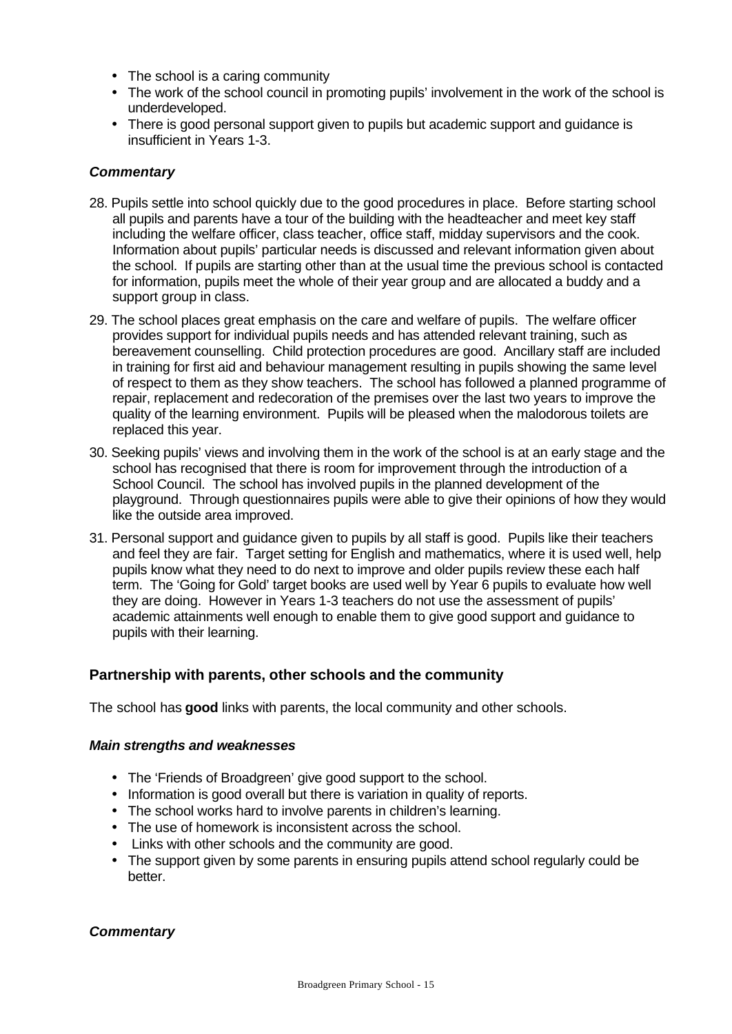- The school is a caring community
- The work of the school council in promoting pupils' involvement in the work of the school is underdeveloped.
- There is good personal support given to pupils but academic support and guidance is insufficient in Years 1-3.

***Commentary***

28. Pupils settle into school quickly due to the good procedures in place. Before starting school all pupils and parents have a tour of the building with the headteacher and meet key staff including the welfare officer, class teacher, office staff, midday supervisors and the cook. Information about pupils' particular needs is discussed and relevant information given about the school. If pupils are starting other than at the usual time the previous school is contacted for information, pupils meet the whole of their year group and are allocated a buddy and a support group in class.
29. The school places great emphasis on the care and welfare of pupils. The welfare officer provides support for individual pupils needs and has attended relevant training, such as bereavement counselling. Child protection procedures are good. Ancillary staff are included in training for first aid and behaviour management resulting in pupils showing the same level of respect to them as they show teachers. The school has followed a planned programme of repair, replacement and redecoration of the premises over the last two years to improve the quality of the learning environment. Pupils will be pleased when the malodorous toilets are replaced this year.
30. Seeking pupils' views and involving them in the work of the school is at an early stage and the school has recognised that there is room for improvement through the introduction of a School Council. The school has involved pupils in the planned development of the playground. Through questionnaires pupils were able to give their opinions of how they would like the outside area improved.
31. Personal support and guidance given to pupils by all staff is good. Pupils like their teachers and feel they are fair. Target setting for English and mathematics, where it is used well, help pupils know what they need to do next to improve and older pupils review these each half term. The 'Going for Gold' target books are used well by Year 6 pupils to evaluate how well they are doing. However in Years 1-3 teachers do not use the assessment of pupils' academic attainments well enough to enable them to give good support and guidance to pupils with their learning.

### Partnership with parents, other schools and the community

The school has **good** links with parents, the local community and other schools.

***Main strengths and weaknesses***

- The 'Friends of Broadgreen' give good support to the school.
- Information is good overall but there is variation in quality of reports.
- The school works hard to involve parents in children's learning.
- The use of homework is inconsistent across the school.
- Links with other schools and the community are good.
- The support given by some parents in ensuring pupils attend school regularly could be better.

***Commentary***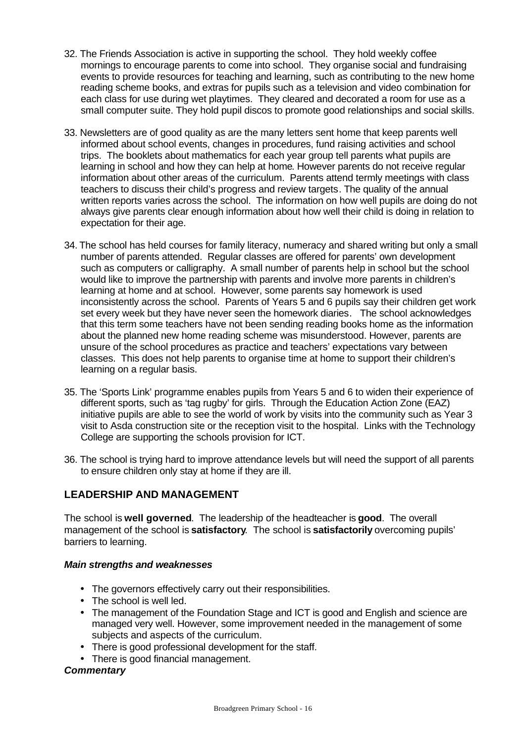32. The Friends Association is active in supporting the school. They hold weekly coffee mornings to encourage parents to come into school. They organise social and fundraising events to provide resources for teaching and learning, such as contributing to the new home reading scheme books, and extras for pupils such as a television and video combination for each class for use during wet playtimes. They cleared and decorated a room for use as a small computer suite. They hold pupil discos to promote good relationships and social skills.

33. Newsletters are of good quality as are the many letters sent home that keep parents well informed about school events, changes in procedures, fund raising activities and school trips. The booklets about mathematics for each year group tell parents what pupils are learning in school and how they can help at home. However parents do not receive regular information about other areas of the curriculum. Parents attend termly meetings with class teachers to discuss their child's progress and review targets. The quality of the annual written reports varies across the school. The information on how well pupils are doing do not always give parents clear enough information about how well their child is doing in relation to expectation for their age.

34. The school has held courses for family literacy, numeracy and shared writing but only a small number of parents attended. Regular classes are offered for parents' own development such as computers or calligraphy. A small number of parents help in school but the school would like to improve the partnership with parents and involve more parents in children's learning at home and at school. However, some parents say homework is used inconsistently across the school. Parents of Years 5 and 6 pupils say their children get work set every week but they have never seen the homework diaries. The school acknowledges that this term some teachers have not been sending reading books home as the information about the planned new home reading scheme was misunderstood. However, parents are unsure of the school procedures as practice and teachers' expectations vary between classes. This does not help parents to organise time at home to support their children's learning on a regular basis.

35. The 'Sports Link' programme enables pupils from Years 5 and 6 to widen their experience of different sports, such as 'tag rugby' for girls. Through the Education Action Zone (EAZ) initiative pupils are able to see the world of work by visits into the community such as Year 3 visit to Asda construction site or the reception visit to the hospital. Links with the Technology College are supporting the schools provision for ICT.

36. The school is trying hard to improve attendance levels but will need the support of all parents to ensure children only stay at home if they are ill.

## LEADERSHIP AND MANAGEMENT

The school is **well governed**. The leadership of the headteacher is **good**. The overall management of the school is **satisfactory**. The school is **satisfactorily** overcoming pupils' barriers to learning.

***Main strengths and weaknesses***

- The governors effectively carry out their responsibilities.
- The school is well led.
- The management of the Foundation Stage and ICT is good and English and science are managed very well. However, some improvement needed in the management of some subjects and aspects of the curriculum.
- There is good professional development for the staff.
- There is good financial management.

***Commentary***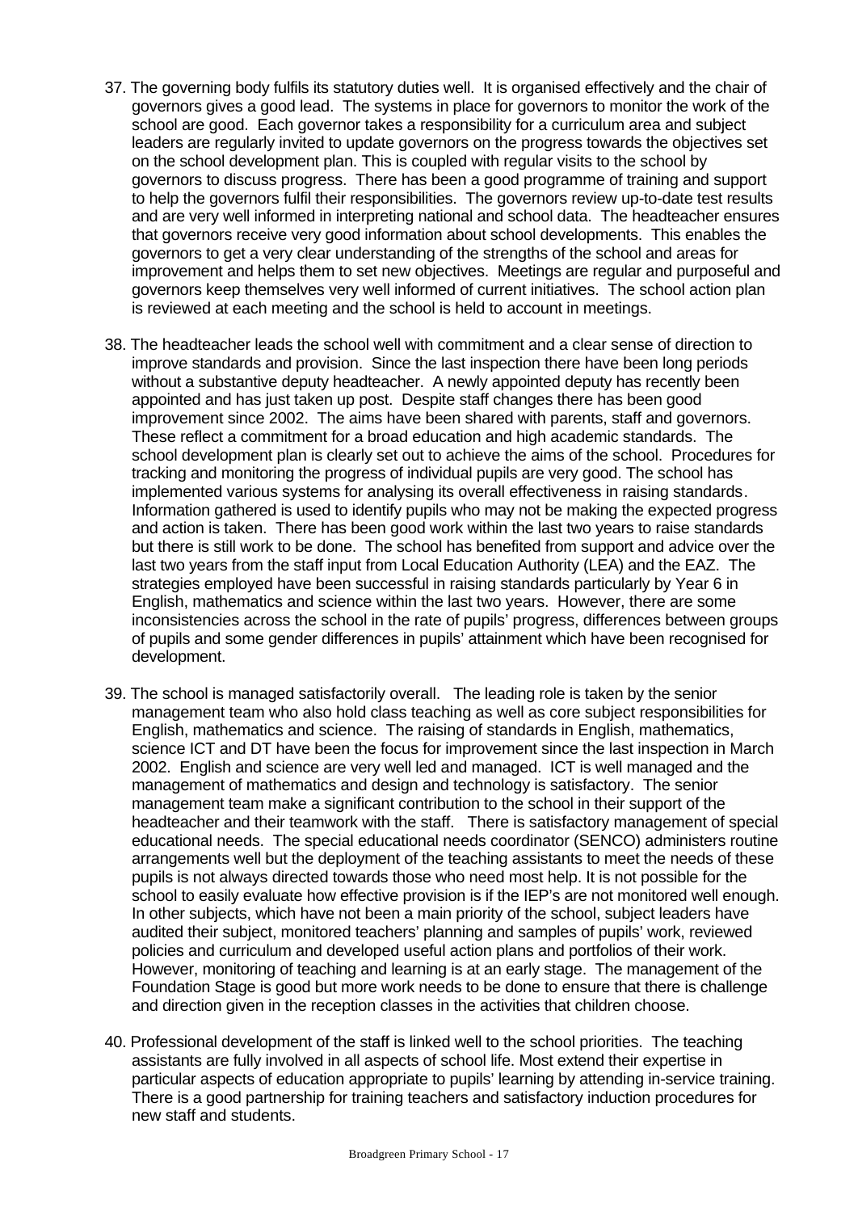37. The governing body fulfils its statutory duties well. It is organised effectively and the chair of governors gives a good lead. The systems in place for governors to monitor the work of the school are good. Each governor takes a responsibility for a curriculum area and subject leaders are regularly invited to update governors on the progress towards the objectives set on the school development plan. This is coupled with regular visits to the school by governors to discuss progress. There has been a good programme of training and support to help the governors fulfil their responsibilities. The governors review up-to-date test results and are very well informed in interpreting national and school data. The headteacher ensures that governors receive very good information about school developments. This enables the governors to get a very clear understanding of the strengths of the school and areas for improvement and helps them to set new objectives. Meetings are regular and purposeful and governors keep themselves very well informed of current initiatives. The school action plan is reviewed at each meeting and the school is held to account in meetings.

38. The headteacher leads the school well with commitment and a clear sense of direction to improve standards and provision. Since the last inspection there have been long periods without a substantive deputy headteacher. A newly appointed deputy has recently been appointed and has just taken up post. Despite staff changes there has been good improvement since 2002. The aims have been shared with parents, staff and governors. These reflect a commitment for a broad education and high academic standards. The school development plan is clearly set out to achieve the aims of the school. Procedures for tracking and monitoring the progress of individual pupils are very good. The school has implemented various systems for analysing its overall effectiveness in raising standards. Information gathered is used to identify pupils who may not be making the expected progress and action is taken. There has been good work within the last two years to raise standards but there is still work to be done. The school has benefited from support and advice over the last two years from the staff input from Local Education Authority (LEA) and the EAZ. The strategies employed have been successful in raising standards particularly by Year 6 in English, mathematics and science within the last two years. However, there are some inconsistencies across the school in the rate of pupils' progress, differences between groups of pupils and some gender differences in pupils' attainment which have been recognised for development.

39. The school is managed satisfactorily overall. The leading role is taken by the senior management team who also hold class teaching as well as core subject responsibilities for English, mathematics and science. The raising of standards in English, mathematics, science ICT and DT have been the focus for improvement since the last inspection in March 2002. English and science are very well led and managed. ICT is well managed and the management of mathematics and design and technology is satisfactory. The senior management team make a significant contribution to the school in their support of the headteacher and their teamwork with the staff. There is satisfactory management of special educational needs. The special educational needs coordinator (SENCO) administers routine arrangements well but the deployment of the teaching assistants to meet the needs of these pupils is not always directed towards those who need most help. It is not possible for the school to easily evaluate how effective provision is if the IEP's are not monitored well enough. In other subjects, which have not been a main priority of the school, subject leaders have audited their subject, monitored teachers' planning and samples of pupils' work, reviewed policies and curriculum and developed useful action plans and portfolios of their work. However, monitoring of teaching and learning is at an early stage. The management of the Foundation Stage is good but more work needs to be done to ensure that there is challenge and direction given in the reception classes in the activities that children choose.

40. Professional development of the staff is linked well to the school priorities. The teaching assistants are fully involved in all aspects of school life. Most extend their expertise in particular aspects of education appropriate to pupils' learning by attending in-service training. There is a good partnership for training teachers and satisfactory induction procedures for new staff and students.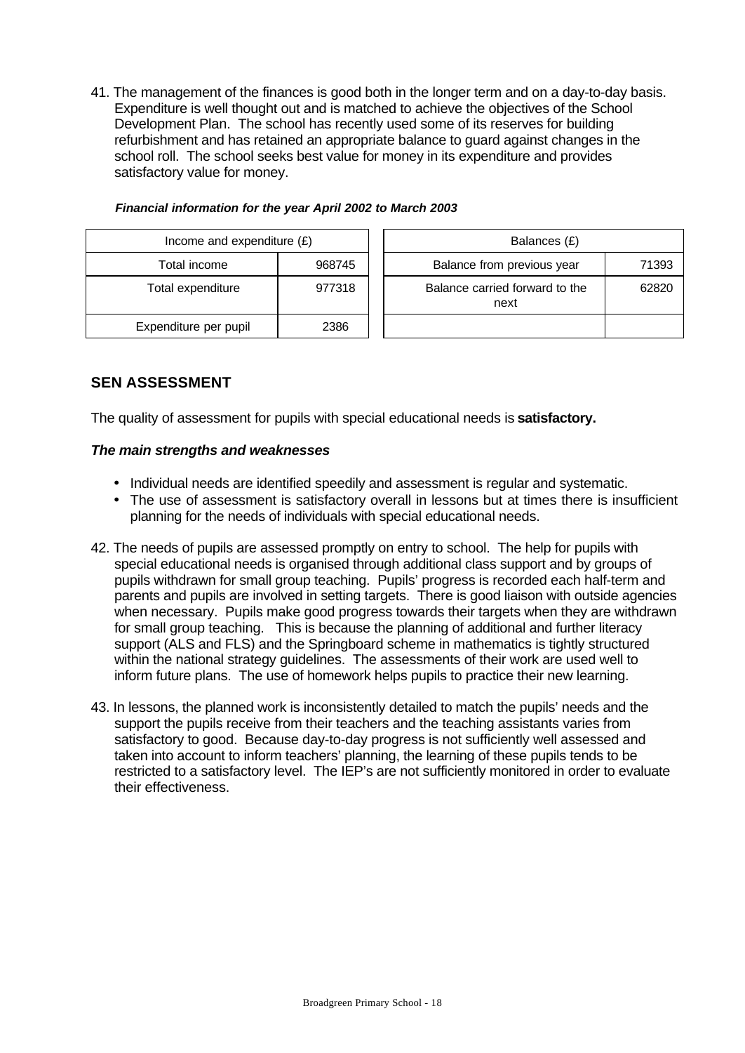41. The management of the finances is good both in the longer term and on a day-to-day basis. Expenditure is well thought out and is matched to achieve the objectives of the School Development Plan. The school has recently used some of its reserves for building refurbishment and has retained an appropriate balance to guard against changes in the school roll. The school seeks best value for money in its expenditure and provides satisfactory value for money.

***Financial information for the year April 2002 to March 2003***

| Income and expenditure (£) | |
|---|---|
| Total income | 968745 |
| Total expenditure | 977318 |
| Expenditure per pupil | 2386 |

| Balances (£) | |
|---|---|
| Balance from previous year | 71393 |
| Balance carried forward to the next | 62820 |

## SEN ASSESSMENT

The quality of assessment for pupils with special educational needs is **satisfactory.**

***The main strengths and weaknesses***

- Individual needs are identified speedily and assessment is regular and systematic.
- The use of assessment is satisfactory overall in lessons but at times there is insufficient planning for the needs of individuals with special educational needs.

42. The needs of pupils are assessed promptly on entry to school. The help for pupils with special educational needs is organised through additional class support and by groups of pupils withdrawn for small group teaching. Pupils' progress is recorded each half-term and parents and pupils are involved in setting targets. There is good liaison with outside agencies when necessary. Pupils make good progress towards their targets when they are withdrawn for small group teaching. This is because the planning of additional and further literacy support (ALS and FLS) and the Springboard scheme in mathematics is tightly structured within the national strategy guidelines. The assessments of their work are used well to inform future plans. The use of homework helps pupils to practice their new learning.

43. In lessons, the planned work is inconsistently detailed to match the pupils' needs and the support the pupils receive from their teachers and the teaching assistants varies from satisfactory to good. Because day-to-day progress is not sufficiently well assessed and taken into account to inform teachers' planning, the learning of these pupils tends to be restricted to a satisfactory level. The IEP's are not sufficiently monitored in order to evaluate their effectiveness.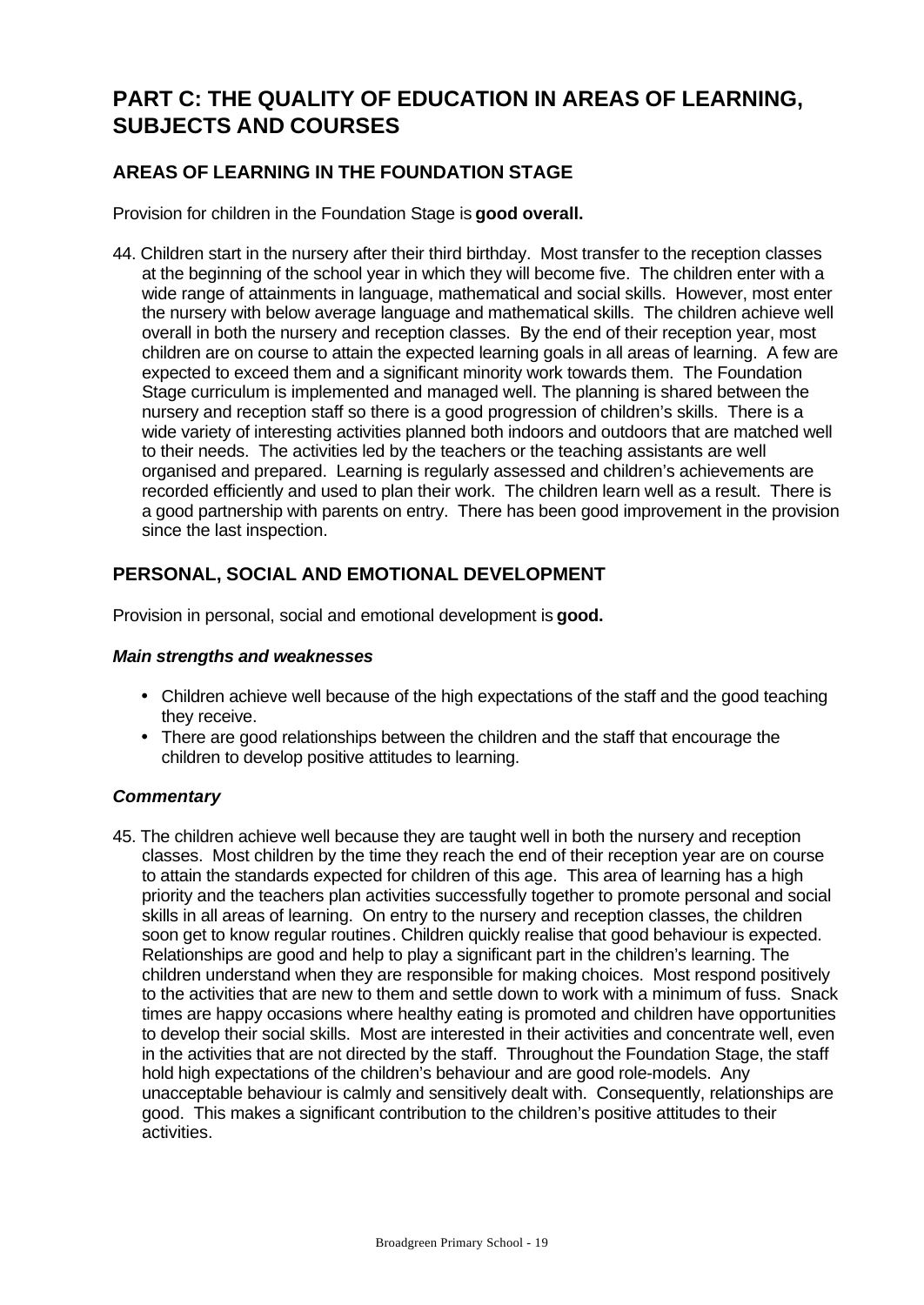# PART C: THE QUALITY OF EDUCATION IN AREAS OF LEARNING, SUBJECTS AND COURSES

## AREAS OF LEARNING IN THE FOUNDATION STAGE

Provision for children in the Foundation Stage is **good overall.**

44. Children start in the nursery after their third birthday. Most transfer to the reception classes at the beginning of the school year in which they will become five. The children enter with a wide range of attainments in language, mathematical and social skills. However, most enter the nursery with below average language and mathematical skills. The children achieve well overall in both the nursery and reception classes. By the end of their reception year, most children are on course to attain the expected learning goals in all areas of learning. A few are expected to exceed them and a significant minority work towards them. The Foundation Stage curriculum is implemented and managed well. The planning is shared between the nursery and reception staff so there is a good progression of children's skills. There is a wide variety of interesting activities planned both indoors and outdoors that are matched well to their needs. The activities led by the teachers or the teaching assistants are well organised and prepared. Learning is regularly assessed and children's achievements are recorded efficiently and used to plan their work. The children learn well as a result. There is a good partnership with parents on entry. There has been good improvement in the provision since the last inspection.

## PERSONAL, SOCIAL AND EMOTIONAL DEVELOPMENT

Provision in personal, social and emotional development is **good.**

### *Main strengths and weaknesses*

- Children achieve well because of the high expectations of the staff and the good teaching they receive.
- There are good relationships between the children and the staff that encourage the children to develop positive attitudes to learning.

### *Commentary*

45. The children achieve well because they are taught well in both the nursery and reception classes. Most children by the time they reach the end of their reception year are on course to attain the standards expected for children of this age. This area of learning has a high priority and the teachers plan activities successfully together to promote personal and social skills in all areas of learning. On entry to the nursery and reception classes, the children soon get to know regular routines. Children quickly realise that good behaviour is expected. Relationships are good and help to play a significant part in the children's learning. The children understand when they are responsible for making choices. Most respond positively to the activities that are new to them and settle down to work with a minimum of fuss. Snack times are happy occasions where healthy eating is promoted and children have opportunities to develop their social skills. Most are interested in their activities and concentrate well, even in the activities that are not directed by the staff. Throughout the Foundation Stage, the staff hold high expectations of the children's behaviour and are good role-models. Any unacceptable behaviour is calmly and sensitively dealt with. Consequently, relationships are good. This makes a significant contribution to the children's positive attitudes to their activities.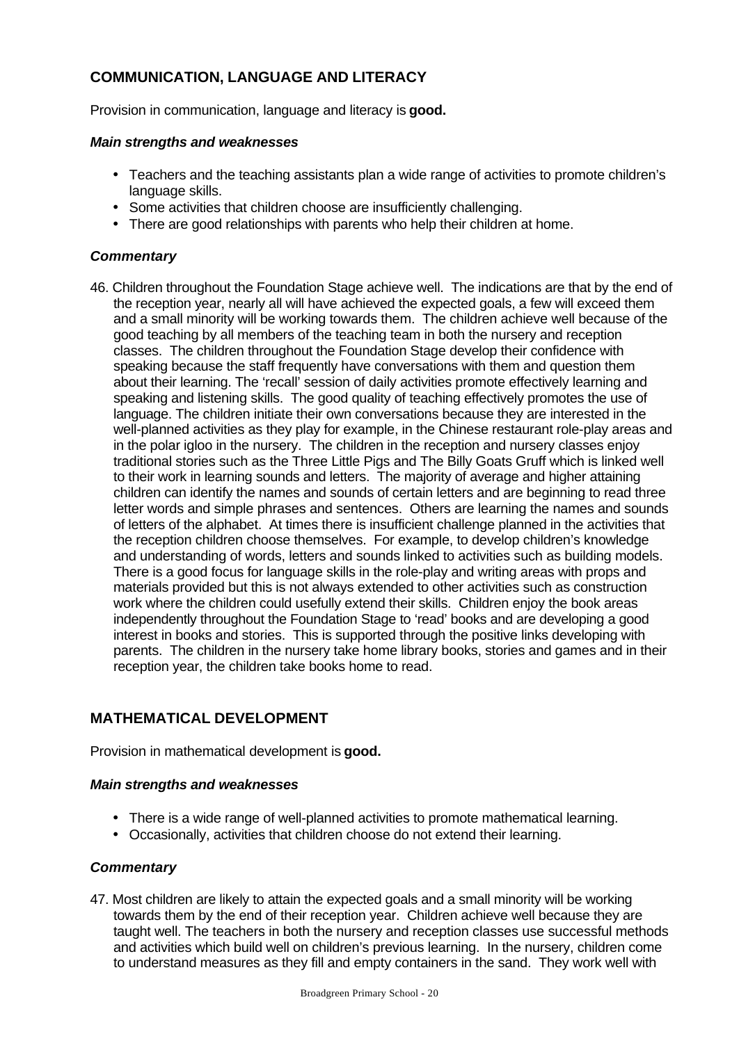## COMMUNICATION, LANGUAGE AND LITERACY

Provision in communication, language and literacy is **good.**

### *Main strengths and weaknesses*

- Teachers and the teaching assistants plan a wide range of activities to promote children's language skills.
- Some activities that children choose are insufficiently challenging.
- There are good relationships with parents who help their children at home.

### *Commentary*

46. Children throughout the Foundation Stage achieve well. The indications are that by the end of the reception year, nearly all will have achieved the expected goals, a few will exceed them and a small minority will be working towards them. The children achieve well because of the good teaching by all members of the teaching team in both the nursery and reception classes. The children throughout the Foundation Stage develop their confidence with speaking because the staff frequently have conversations with them and question them about their learning. The 'recall' session of daily activities promote effectively learning and speaking and listening skills. The good quality of teaching effectively promotes the use of language. The children initiate their own conversations because they are interested in the well-planned activities as they play for example, in the Chinese restaurant role-play areas and in the polar igloo in the nursery. The children in the reception and nursery classes enjoy traditional stories such as the Three Little Pigs and The Billy Goats Gruff which is linked well to their work in learning sounds and letters. The majority of average and higher attaining children can identify the names and sounds of certain letters and are beginning to read three letter words and simple phrases and sentences. Others are learning the names and sounds of letters of the alphabet. At times there is insufficient challenge planned in the activities that the reception children choose themselves. For example, to develop children's knowledge and understanding of words, letters and sounds linked to activities such as building models. There is a good focus for language skills in the role-play and writing areas with props and materials provided but this is not always extended to other activities such as construction work where the children could usefully extend their skills. Children enjoy the book areas independently throughout the Foundation Stage to 'read' books and are developing a good interest in books and stories. This is supported through the positive links developing with parents. The children in the nursery take home library books, stories and games and in their reception year, the children take books home to read.

## MATHEMATICAL DEVELOPMENT

Provision in mathematical development is **good.**

### *Main strengths and weaknesses*

- There is a wide range of well-planned activities to promote mathematical learning.
- Occasionally, activities that children choose do not extend their learning.

### *Commentary*

47. Most children are likely to attain the expected goals and a small minority will be working towards them by the end of their reception year. Children achieve well because they are taught well. The teachers in both the nursery and reception classes use successful methods and activities which build well on children's previous learning. In the nursery, children come to understand measures as they fill and empty containers in the sand. They work well with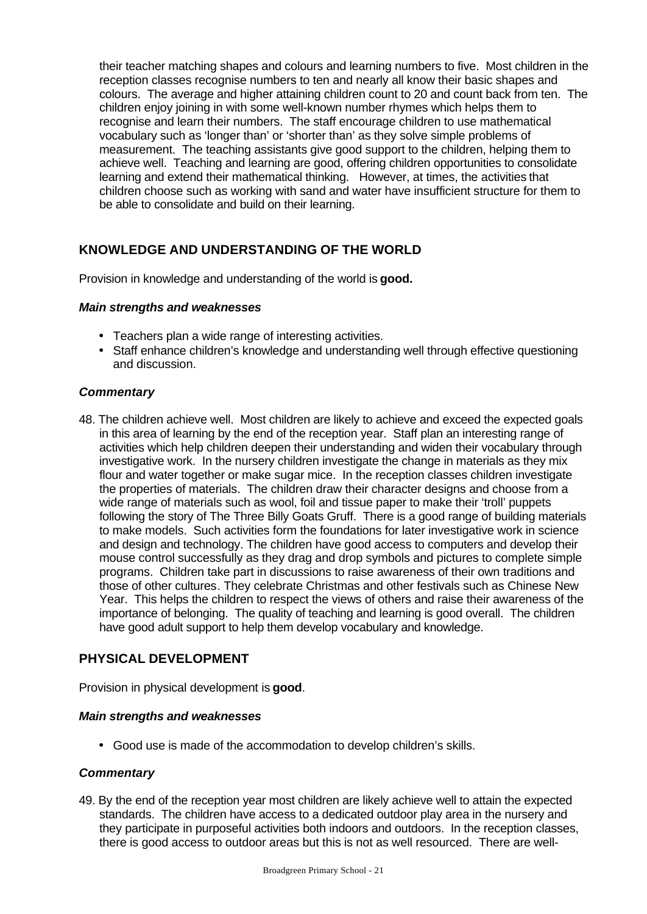their teacher matching shapes and colours and learning numbers to five. Most children in the reception classes recognise numbers to ten and nearly all know their basic shapes and colours. The average and higher attaining children count to 20 and count back from ten. The children enjoy joining in with some well-known number rhymes which helps them to recognise and learn their numbers. The staff encourage children to use mathematical vocabulary such as 'longer than' or 'shorter than' as they solve simple problems of measurement. The teaching assistants give good support to the children, helping them to achieve well. Teaching and learning are good, offering children opportunities to consolidate learning and extend their mathematical thinking. However, at times, the activities that children choose such as working with sand and water have insufficient structure for them to be able to consolidate and build on their learning.

## KNOWLEDGE AND UNDERSTANDING OF THE WORLD

Provision in knowledge and understanding of the world is **good.**

### *Main strengths and weaknesses*

- Teachers plan a wide range of interesting activities.
- Staff enhance children's knowledge and understanding well through effective questioning and discussion.

### *Commentary*

48. The children achieve well. Most children are likely to achieve and exceed the expected goals in this area of learning by the end of the reception year. Staff plan an interesting range of activities which help children deepen their understanding and widen their vocabulary through investigative work. In the nursery children investigate the change in materials as they mix flour and water together or make sugar mice. In the reception classes children investigate the properties of materials. The children draw their character designs and choose from a wide range of materials such as wool, foil and tissue paper to make their 'troll' puppets following the story of The Three Billy Goats Gruff. There is a good range of building materials to make models. Such activities form the foundations for later investigative work in science and design and technology. The children have good access to computers and develop their mouse control successfully as they drag and drop symbols and pictures to complete simple programs. Children take part in discussions to raise awareness of their own traditions and those of other cultures. They celebrate Christmas and other festivals such as Chinese New Year. This helps the children to respect the views of others and raise their awareness of the importance of belonging. The quality of teaching and learning is good overall. The children have good adult support to help them develop vocabulary and knowledge.

## PHYSICAL DEVELOPMENT

Provision in physical development is **good**.

### *Main strengths and weaknesses*

- Good use is made of the accommodation to develop children's skills.

### *Commentary*

49. By the end of the reception year most children are likely achieve well to attain the expected standards. The children have access to a dedicated outdoor play area in the nursery and they participate in purposeful activities both indoors and outdoors. In the reception classes, there is good access to outdoor areas but this is not as well resourced. There are well-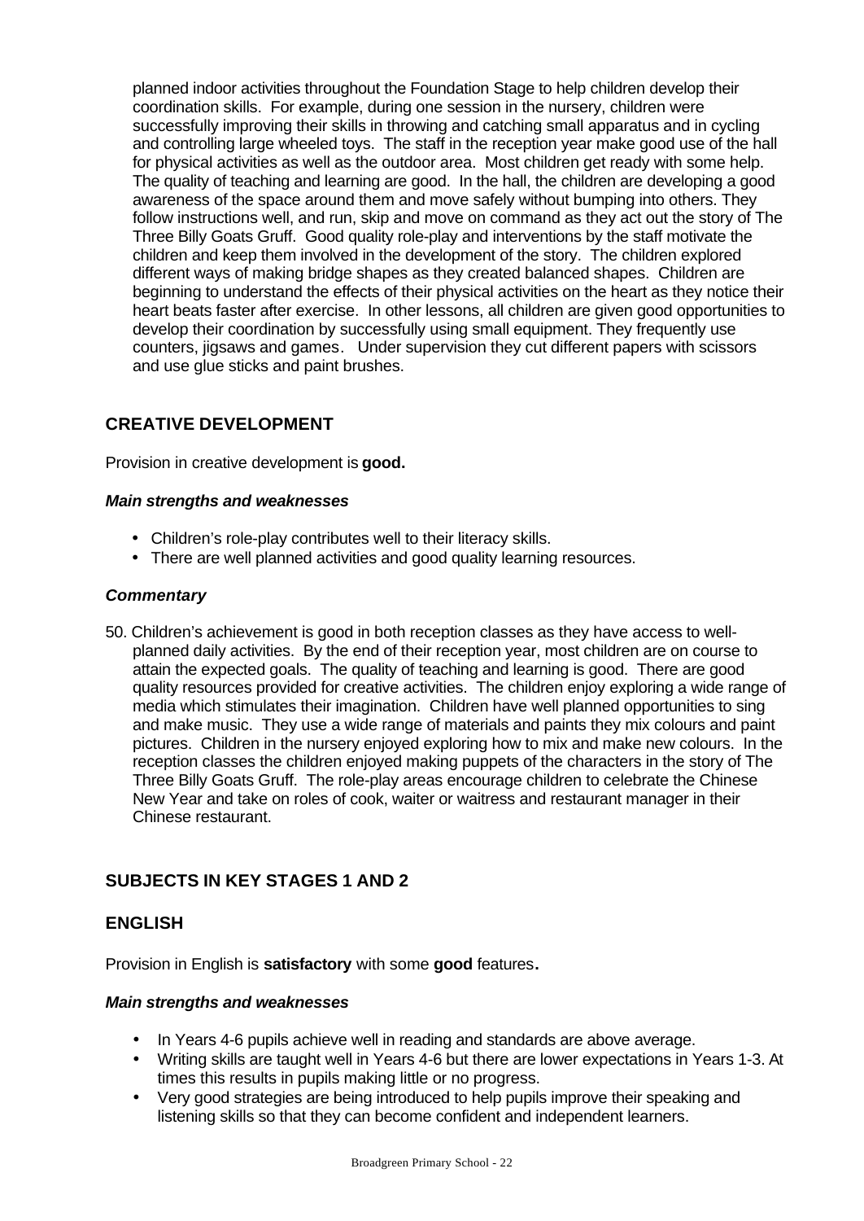planned indoor activities throughout the Foundation Stage to help children develop their coordination skills. For example, during one session in the nursery, children were successfully improving their skills in throwing and catching small apparatus and in cycling and controlling large wheeled toys. The staff in the reception year make good use of the hall for physical activities as well as the outdoor area. Most children get ready with some help. The quality of teaching and learning are good. In the hall, the children are developing a good awareness of the space around them and move safely without bumping into others. They follow instructions well, and run, skip and move on command as they act out the story of The Three Billy Goats Gruff. Good quality role-play and interventions by the staff motivate the children and keep them involved in the development of the story. The children explored different ways of making bridge shapes as they created balanced shapes. Children are beginning to understand the effects of their physical activities on the heart as they notice their heart beats faster after exercise. In other lessons, all children are given good opportunities to develop their coordination by successfully using small equipment. They frequently use counters, jigsaws and games. Under supervision they cut different papers with scissors and use glue sticks and paint brushes.

## CREATIVE DEVELOPMENT

Provision in creative development is **good.**

#### *Main strengths and weaknesses*

- Children's role-play contributes well to their literacy skills.
- There are well planned activities and good quality learning resources.

#### *Commentary*

50. Children's achievement is good in both reception classes as they have access to well-planned daily activities. By the end of their reception year, most children are on course to attain the expected goals. The quality of teaching and learning is good. There are good quality resources provided for creative activities. The children enjoy exploring a wide range of media which stimulates their imagination. Children have well planned opportunities to sing and make music. They use a wide range of materials and paints they mix colours and paint pictures. Children in the nursery enjoyed exploring how to mix and make new colours. In the reception classes the children enjoyed making puppets of the characters in the story of The Three Billy Goats Gruff. The role-play areas encourage children to celebrate the Chinese New Year and take on roles of cook, waiter or waitress and restaurant manager in their Chinese restaurant.

## SUBJECTS IN KEY STAGES 1 AND 2

## ENGLISH

Provision in English is **satisfactory** with some **good** features**.**

#### *Main strengths and weaknesses*

- In Years 4-6 pupils achieve well in reading and standards are above average.
- Writing skills are taught well in Years 4-6 but there are lower expectations in Years 1-3. At times this results in pupils making little or no progress.
- Very good strategies are being introduced to help pupils improve their speaking and listening skills so that they can become confident and independent learners.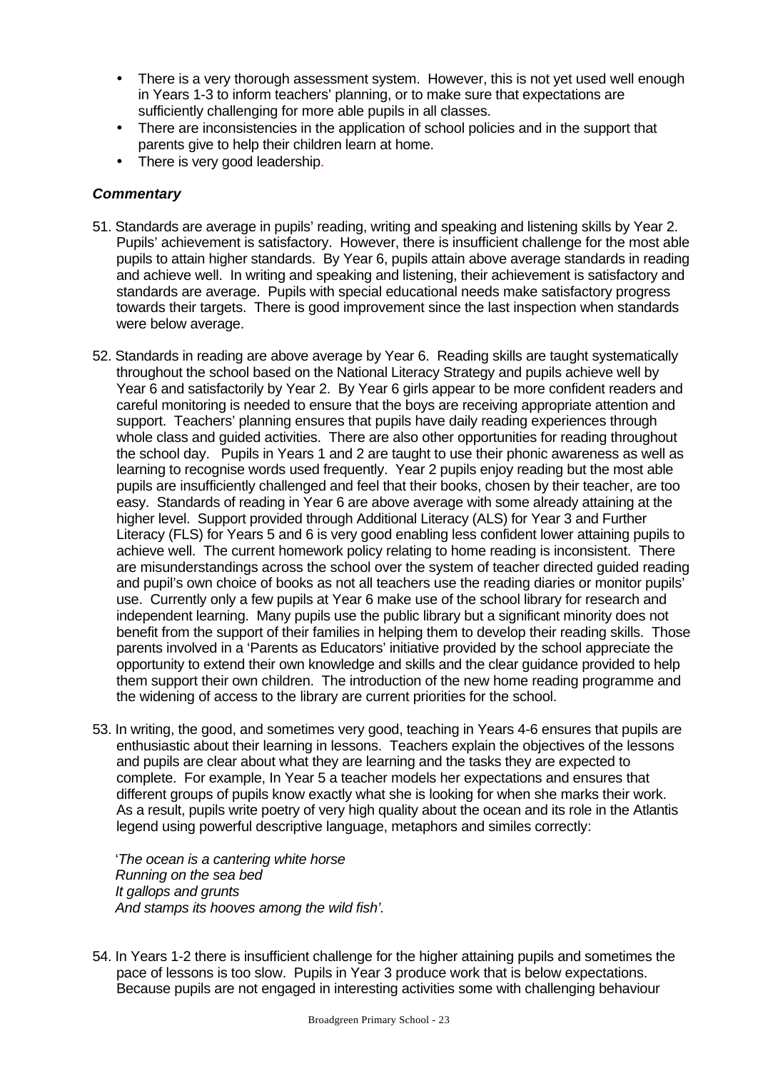- There is a very thorough assessment system. However, this is not yet used well enough in Years 1-3 to inform teachers' planning, or to make sure that expectations are sufficiently challenging for more able pupils in all classes.
- There are inconsistencies in the application of school policies and in the support that parents give to help their children learn at home.
- There is very good leadership.

### *Commentary*

51. Standards are average in pupils' reading, writing and speaking and listening skills by Year 2. Pupils' achievement is satisfactory. However, there is insufficient challenge for the most able pupils to attain higher standards. By Year 6, pupils attain above average standards in reading and achieve well. In writing and speaking and listening, their achievement is satisfactory and standards are average. Pupils with special educational needs make satisfactory progress towards their targets. There is good improvement since the last inspection when standards were below average.

52. Standards in reading are above average by Year 6. Reading skills are taught systematically throughout the school based on the National Literacy Strategy and pupils achieve well by Year 6 and satisfactorily by Year 2. By Year 6 girls appear to be more confident readers and careful monitoring is needed to ensure that the boys are receiving appropriate attention and support. Teachers' planning ensures that pupils have daily reading experiences through whole class and guided activities. There are also other opportunities for reading throughout the school day. Pupils in Years 1 and 2 are taught to use their phonic awareness as well as learning to recognise words used frequently. Year 2 pupils enjoy reading but the most able pupils are insufficiently challenged and feel that their books, chosen by their teacher, are too easy. Standards of reading in Year 6 are above average with some already attaining at the higher level. Support provided through Additional Literacy (ALS) for Year 3 and Further Literacy (FLS) for Years 5 and 6 is very good enabling less confident lower attaining pupils to achieve well. The current homework policy relating to home reading is inconsistent. There are misunderstandings across the school over the system of teacher directed guided reading and pupil's own choice of books as not all teachers use the reading diaries or monitor pupils' use. Currently only a few pupils at Year 6 make use of the school library for research and independent learning. Many pupils use the public library but a significant minority does not benefit from the support of their families in helping them to develop their reading skills. Those parents involved in a 'Parents as Educators' initiative provided by the school appreciate the opportunity to extend their own knowledge and skills and the clear guidance provided to help them support their own children. The introduction of the new home reading programme and the widening of access to the library are current priorities for the school.

53. In writing, the good, and sometimes very good, teaching in Years 4-6 ensures that pupils are enthusiastic about their learning in lessons. Teachers explain the objectives of the lessons and pupils are clear about what they are learning and the tasks they are expected to complete. For example, In Year 5 a teacher models her expectations and ensures that different groups of pupils know exactly what she is looking for when she marks their work. As a result, pupils write poetry of very high quality about the ocean and its role in the Atlantis legend using powerful descriptive language, metaphors and similes correctly:

   '*The ocean is a cantering white horse*
   *Running on the sea bed*
   *It gallops and grunts*
   *And stamps its hooves among the wild fish'.*

54. In Years 1-2 there is insufficient challenge for the higher attaining pupils and sometimes the pace of lessons is too slow. Pupils in Year 3 produce work that is below expectations. Because pupils are not engaged in interesting activities some with challenging behaviour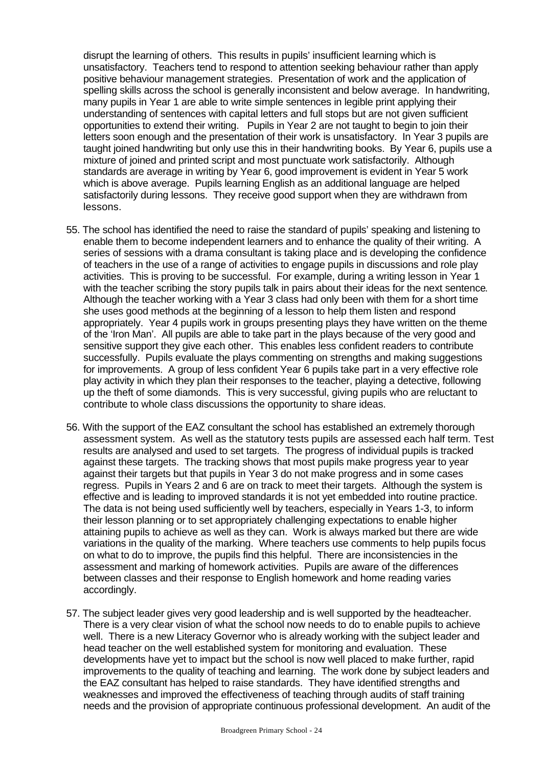disrupt the learning of others. This results in pupils' insufficient learning which is unsatisfactory. Teachers tend to respond to attention seeking behaviour rather than apply positive behaviour management strategies. Presentation of work and the application of spelling skills across the school is generally inconsistent and below average. In handwriting, many pupils in Year 1 are able to write simple sentences in legible print applying their understanding of sentences with capital letters and full stops but are not given sufficient opportunities to extend their writing. Pupils in Year 2 are not taught to begin to join their letters soon enough and the presentation of their work is unsatisfactory. In Year 3 pupils are taught joined handwriting but only use this in their handwriting books. By Year 6, pupils use a mixture of joined and printed script and most punctuate work satisfactorily. Although standards are average in writing by Year 6, good improvement is evident in Year 5 work which is above average. Pupils learning English as an additional language are helped satisfactorily during lessons. They receive good support when they are withdrawn from lessons.

55. The school has identified the need to raise the standard of pupils' speaking and listening to enable them to become independent learners and to enhance the quality of their writing. A series of sessions with a drama consultant is taking place and is developing the confidence of teachers in the use of a range of activities to engage pupils in discussions and role play activities. This is proving to be successful. For example, during a writing lesson in Year 1 with the teacher scribing the story pupils talk in pairs about their ideas for the next sentence. Although the teacher working with a Year 3 class had only been with them for a short time she uses good methods at the beginning of a lesson to help them listen and respond appropriately. Year 4 pupils work in groups presenting plays they have written on the theme of the 'Iron Man'. All pupils are able to take part in the plays because of the very good and sensitive support they give each other. This enables less confident readers to contribute successfully. Pupils evaluate the plays commenting on strengths and making suggestions for improvements. A group of less confident Year 6 pupils take part in a very effective role play activity in which they plan their responses to the teacher, playing a detective, following up the theft of some diamonds. This is very successful, giving pupils who are reluctant to contribute to whole class discussions the opportunity to share ideas.

56. With the support of the EAZ consultant the school has established an extremely thorough assessment system. As well as the statutory tests pupils are assessed each half term. Test results are analysed and used to set targets. The progress of individual pupils is tracked against these targets. The tracking shows that most pupils make progress year to year against their targets but that pupils in Year 3 do not make progress and in some cases regress. Pupils in Years 2 and 6 are on track to meet their targets. Although the system is effective and is leading to improved standards it is not yet embedded into routine practice. The data is not being used sufficiently well by teachers, especially in Years 1-3, to inform their lesson planning or to set appropriately challenging expectations to enable higher attaining pupils to achieve as well as they can. Work is always marked but there are wide variations in the quality of the marking. Where teachers use comments to help pupils focus on what to do to improve, the pupils find this helpful. There are inconsistencies in the assessment and marking of homework activities. Pupils are aware of the differences between classes and their response to English homework and home reading varies accordingly.

57. The subject leader gives very good leadership and is well supported by the headteacher. There is a very clear vision of what the school now needs to do to enable pupils to achieve well. There is a new Literacy Governor who is already working with the subject leader and head teacher on the well established system for monitoring and evaluation. These developments have yet to impact but the school is now well placed to make further, rapid improvements to the quality of teaching and learning. The work done by subject leaders and the EAZ consultant has helped to raise standards. They have identified strengths and weaknesses and improved the effectiveness of teaching through audits of staff training needs and the provision of appropriate continuous professional development. An audit of the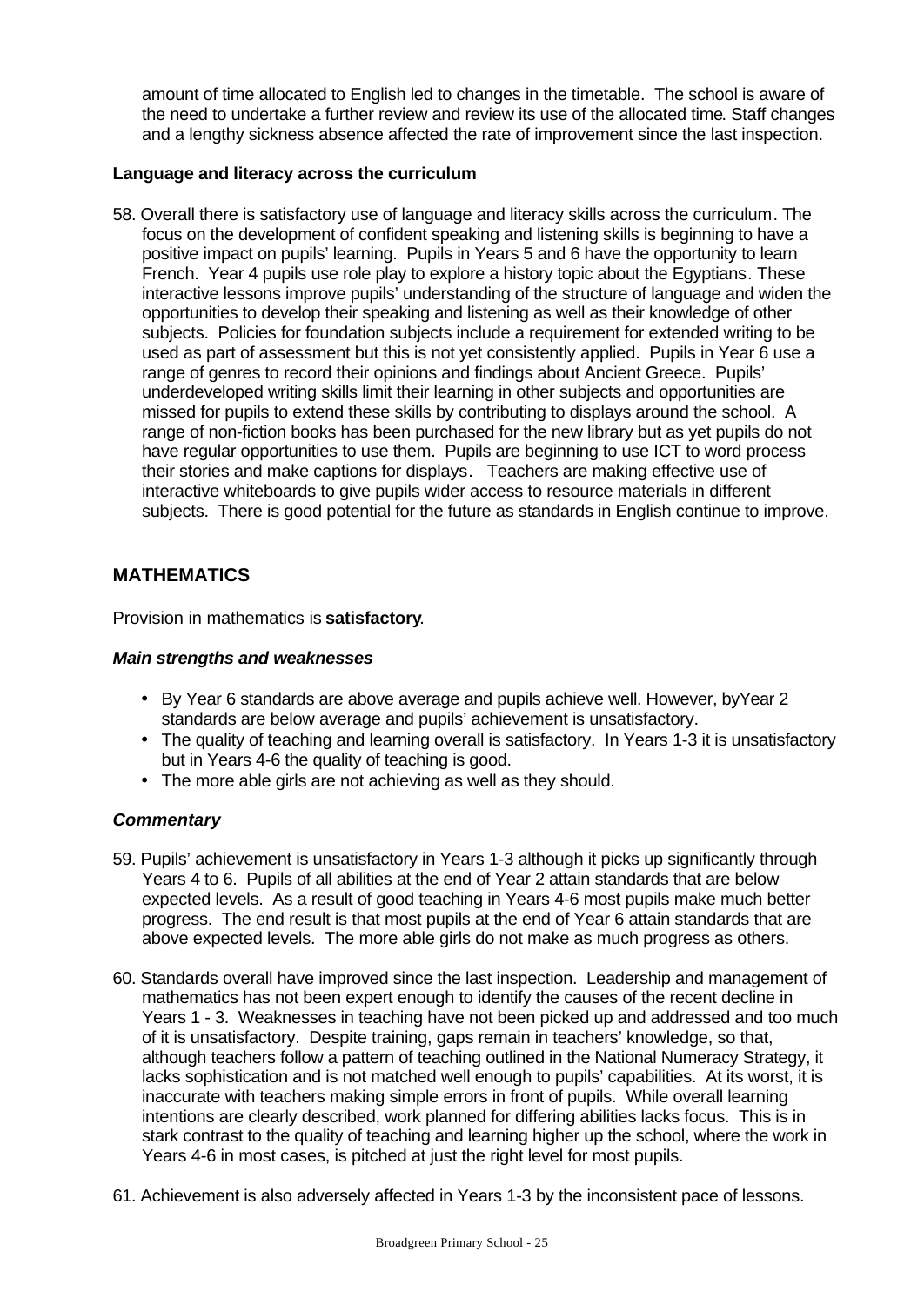amount of time allocated to English led to changes in the timetable. The school is aware of the need to undertake a further review and review its use of the allocated time. Staff changes and a lengthy sickness absence affected the rate of improvement since the last inspection.

**Language and literacy across the curriculum**

58. Overall there is satisfactory use of language and literacy skills across the curriculum. The focus on the development of confident speaking and listening skills is beginning to have a positive impact on pupils' learning. Pupils in Years 5 and 6 have the opportunity to learn French. Year 4 pupils use role play to explore a history topic about the Egyptians. These interactive lessons improve pupils' understanding of the structure of language and widen the opportunities to develop their speaking and listening as well as their knowledge of other subjects. Policies for foundation subjects include a requirement for extended writing to be used as part of assessment but this is not yet consistently applied. Pupils in Year 6 use a range of genres to record their opinions and findings about Ancient Greece. Pupils' underdeveloped writing skills limit their learning in other subjects and opportunities are missed for pupils to extend these skills by contributing to displays around the school. A range of non-fiction books has been purchased for the new library but as yet pupils do not have regular opportunities to use them. Pupils are beginning to use ICT to word process their stories and make captions for displays. Teachers are making effective use of interactive whiteboards to give pupils wider access to resource materials in different subjects. There is good potential for the future as standards in English continue to improve.

## MATHEMATICS

Provision in mathematics is **satisfactory**.

***Main strengths and weaknesses***

- By Year 6 standards are above average and pupils achieve well. However, byYear 2 standards are below average and pupils' achievement is unsatisfactory.
- The quality of teaching and learning overall is satisfactory. In Years 1-3 it is unsatisfactory but in Years 4-6 the quality of teaching is good.
- The more able girls are not achieving as well as they should.

***Commentary***

59. Pupils' achievement is unsatisfactory in Years 1-3 although it picks up significantly through Years 4 to 6. Pupils of all abilities at the end of Year 2 attain standards that are below expected levels. As a result of good teaching in Years 4-6 most pupils make much better progress. The end result is that most pupils at the end of Year 6 attain standards that are above expected levels. The more able girls do not make as much progress as others.

60. Standards overall have improved since the last inspection. Leadership and management of mathematics has not been expert enough to identify the causes of the recent decline in Years 1 - 3. Weaknesses in teaching have not been picked up and addressed and too much of it is unsatisfactory. Despite training, gaps remain in teachers' knowledge, so that, although teachers follow a pattern of teaching outlined in the National Numeracy Strategy, it lacks sophistication and is not matched well enough to pupils' capabilities. At its worst, it is inaccurate with teachers making simple errors in front of pupils. While overall learning intentions are clearly described, work planned for differing abilities lacks focus. This is in stark contrast to the quality of teaching and learning higher up the school, where the work in Years 4-6 in most cases, is pitched at just the right level for most pupils.

61. Achievement is also adversely affected in Years 1-3 by the inconsistent pace of lessons.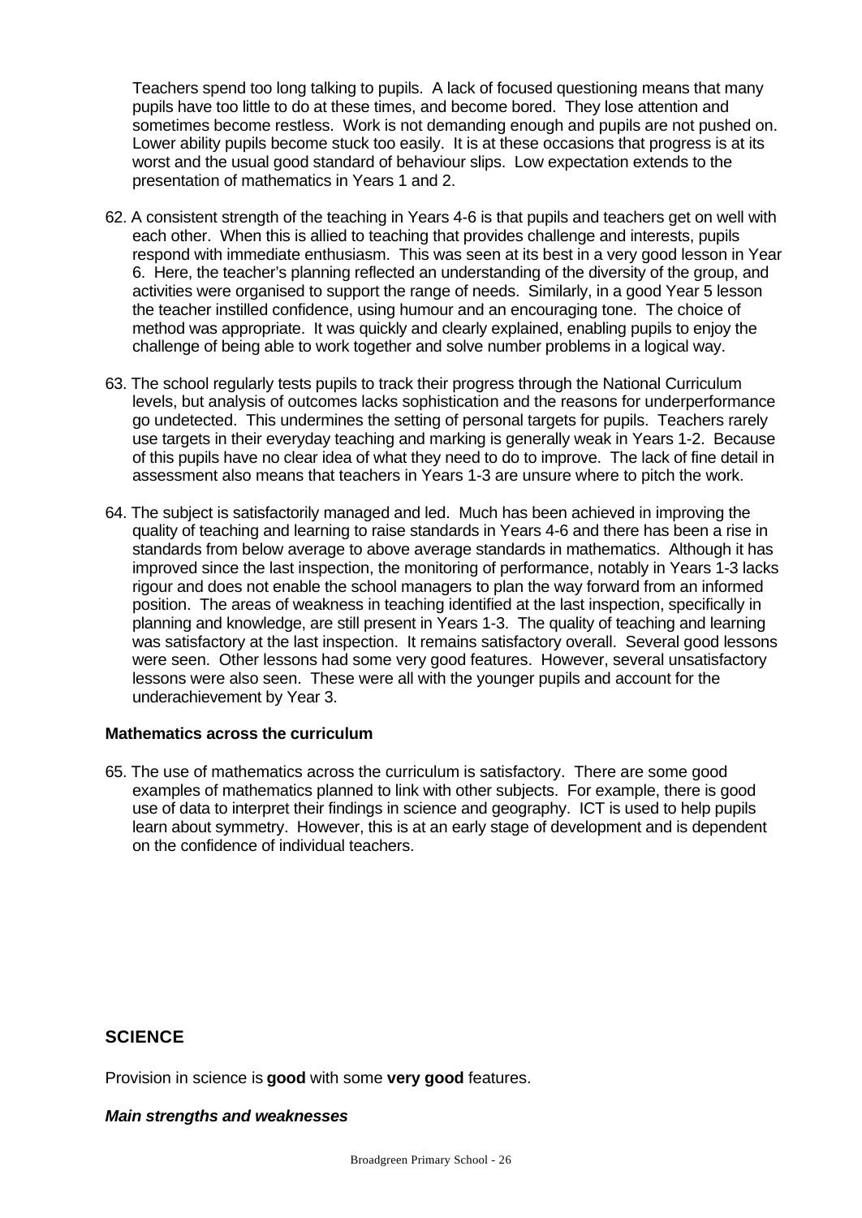Teachers spend too long talking to pupils. A lack of focused questioning means that many pupils have too little to do at these times, and become bored. They lose attention and sometimes become restless. Work is not demanding enough and pupils are not pushed on. Lower ability pupils become stuck too easily. It is at these occasions that progress is at its worst and the usual good standard of behaviour slips. Low expectation extends to the presentation of mathematics in Years 1 and 2.

62. A consistent strength of the teaching in Years 4-6 is that pupils and teachers get on well with each other. When this is allied to teaching that provides challenge and interests, pupils respond with immediate enthusiasm. This was seen at its best in a very good lesson in Year 6. Here, the teacher's planning reflected an understanding of the diversity of the group, and activities were organised to support the range of needs. Similarly, in a good Year 5 lesson the teacher instilled confidence, using humour and an encouraging tone. The choice of method was appropriate. It was quickly and clearly explained, enabling pupils to enjoy the challenge of being able to work together and solve number problems in a logical way.

63. The school regularly tests pupils to track their progress through the National Curriculum levels, but analysis of outcomes lacks sophistication and the reasons for underperformance go undetected. This undermines the setting of personal targets for pupils. Teachers rarely use targets in their everyday teaching and marking is generally weak in Years 1-2. Because of this pupils have no clear idea of what they need to do to improve. The lack of fine detail in assessment also means that teachers in Years 1-3 are unsure where to pitch the work.

64. The subject is satisfactorily managed and led. Much has been achieved in improving the quality of teaching and learning to raise standards in Years 4-6 and there has been a rise in standards from below average to above average standards in mathematics. Although it has improved since the last inspection, the monitoring of performance, notably in Years 1-3 lacks rigour and does not enable the school managers to plan the way forward from an informed position. The areas of weakness in teaching identified at the last inspection, specifically in planning and knowledge, are still present in Years 1-3. The quality of teaching and learning was satisfactory at the last inspection. It remains satisfactory overall. Several good lessons were seen. Other lessons had some very good features. However, several unsatisfactory lessons were also seen. These were all with the younger pupils and account for the underachievement by Year 3.

**Mathematics across the curriculum**

65. The use of mathematics across the curriculum is satisfactory. There are some good examples of mathematics planned to link with other subjects. For example, there is good use of data to interpret their findings in science and geography. ICT is used to help pupils learn about symmetry. However, this is at an early stage of development and is dependent on the confidence of individual teachers.

## SCIENCE

Provision in science is **good** with some **very good** features.

***Main strengths and weaknesses***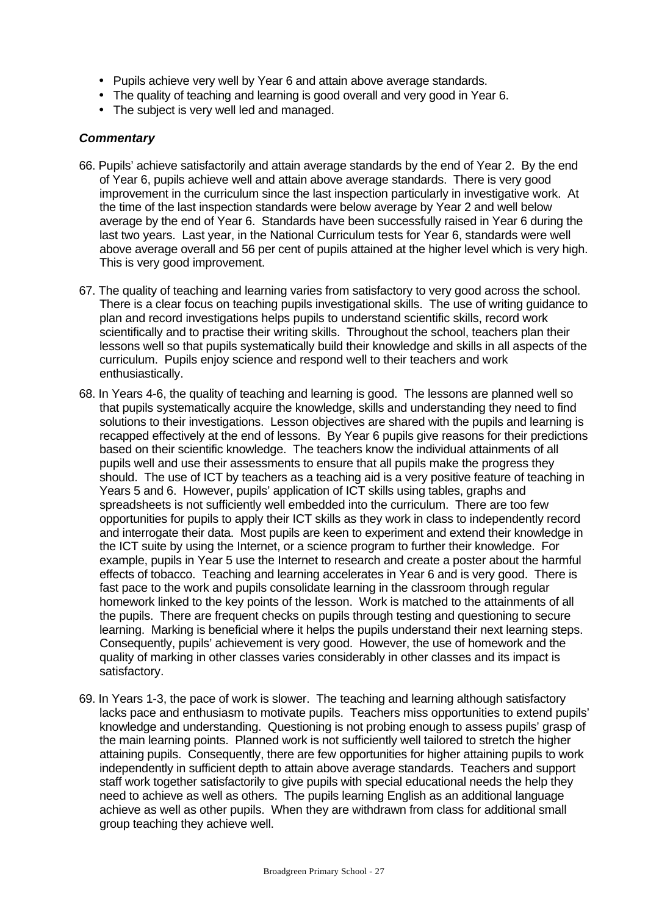- Pupils achieve very well by Year 6 and attain above average standards.
- The quality of teaching and learning is good overall and very good in Year 6.
- The subject is very well led and managed.

### *Commentary*

66. Pupils' achieve satisfactorily and attain average standards by the end of Year 2. By the end of Year 6, pupils achieve well and attain above average standards. There is very good improvement in the curriculum since the last inspection particularly in investigative work. At the time of the last inspection standards were below average by Year 2 and well below average by the end of Year 6. Standards have been successfully raised in Year 6 during the last two years. Last year, in the National Curriculum tests for Year 6, standards were well above average overall and 56 per cent of pupils attained at the higher level which is very high. This is very good improvement.

67. The quality of teaching and learning varies from satisfactory to very good across the school. There is a clear focus on teaching pupils investigational skills. The use of writing guidance to plan and record investigations helps pupils to understand scientific skills, record work scientifically and to practise their writing skills. Throughout the school, teachers plan their lessons well so that pupils systematically build their knowledge and skills in all aspects of the curriculum. Pupils enjoy science and respond well to their teachers and work enthusiastically.

68. In Years 4-6, the quality of teaching and learning is good. The lessons are planned well so that pupils systematically acquire the knowledge, skills and understanding they need to find solutions to their investigations. Lesson objectives are shared with the pupils and learning is recapped effectively at the end of lessons. By Year 6 pupils give reasons for their predictions based on their scientific knowledge. The teachers know the individual attainments of all pupils well and use their assessments to ensure that all pupils make the progress they should. The use of ICT by teachers as a teaching aid is a very positive feature of teaching in Years 5 and 6. However, pupils' application of ICT skills using tables, graphs and spreadsheets is not sufficiently well embedded into the curriculum. There are too few opportunities for pupils to apply their ICT skills as they work in class to independently record and interrogate their data. Most pupils are keen to experiment and extend their knowledge in the ICT suite by using the Internet, or a science program to further their knowledge. For example, pupils in Year 5 use the Internet to research and create a poster about the harmful effects of tobacco. Teaching and learning accelerates in Year 6 and is very good. There is fast pace to the work and pupils consolidate learning in the classroom through regular homework linked to the key points of the lesson. Work is matched to the attainments of all the pupils. There are frequent checks on pupils through testing and questioning to secure learning. Marking is beneficial where it helps the pupils understand their next learning steps. Consequently, pupils' achievement is very good. However, the use of homework and the quality of marking in other classes varies considerably in other classes and its impact is satisfactory.

69. In Years 1-3, the pace of work is slower. The teaching and learning although satisfactory lacks pace and enthusiasm to motivate pupils. Teachers miss opportunities to extend pupils' knowledge and understanding. Questioning is not probing enough to assess pupils' grasp of the main learning points. Planned work is not sufficiently well tailored to stretch the higher attaining pupils. Consequently, there are few opportunities for higher attaining pupils to work independently in sufficient depth to attain above average standards. Teachers and support staff work together satisfactorily to give pupils with special educational needs the help they need to achieve as well as others. The pupils learning English as an additional language achieve as well as other pupils. When they are withdrawn from class for additional small group teaching they achieve well.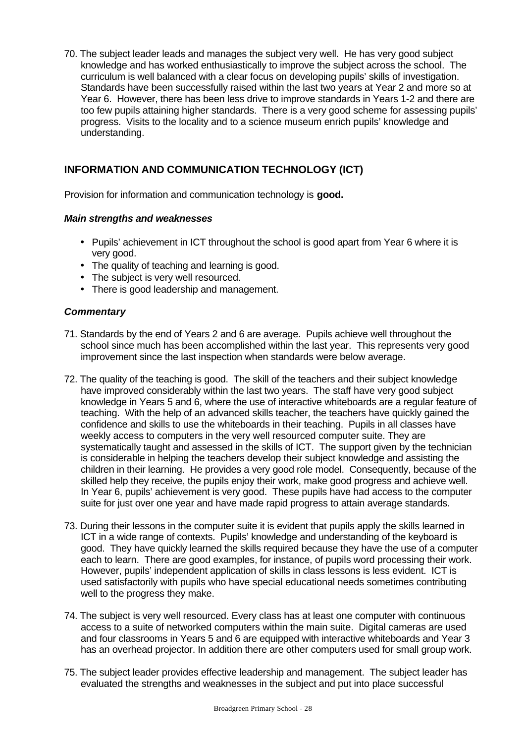70. The subject leader leads and manages the subject very well. He has very good subject knowledge and has worked enthusiastically to improve the subject across the school. The curriculum is well balanced with a clear focus on developing pupils' skills of investigation. Standards have been successfully raised within the last two years at Year 2 and more so at Year 6. However, there has been less drive to improve standards in Years 1-2 and there are too few pupils attaining higher standards. There is a very good scheme for assessing pupils' progress. Visits to the locality and to a science museum enrich pupils' knowledge and understanding.

## INFORMATION AND COMMUNICATION TECHNOLOGY (ICT)

Provision for information and communication technology is **good.**

### *Main strengths and weaknesses*

- Pupils' achievement in ICT throughout the school is good apart from Year 6 where it is very good.
- The quality of teaching and learning is good.
- The subject is very well resourced.
- There is good leadership and management.

### *Commentary*

71. Standards by the end of Years 2 and 6 are average. Pupils achieve well throughout the school since much has been accomplished within the last year. This represents very good improvement since the last inspection when standards were below average.

72. The quality of the teaching is good. The skill of the teachers and their subject knowledge have improved considerably within the last two years. The staff have very good subject knowledge in Years 5 and 6, where the use of interactive whiteboards are a regular feature of teaching. With the help of an advanced skills teacher, the teachers have quickly gained the confidence and skills to use the whiteboards in their teaching. Pupils in all classes have weekly access to computers in the very well resourced computer suite. They are systematically taught and assessed in the skills of ICT. The support given by the technician is considerable in helping the teachers develop their subject knowledge and assisting the children in their learning. He provides a very good role model. Consequently, because of the skilled help they receive, the pupils enjoy their work, make good progress and achieve well. In Year 6, pupils' achievement is very good. These pupils have had access to the computer suite for just over one year and have made rapid progress to attain average standards.

73. During their lessons in the computer suite it is evident that pupils apply the skills learned in ICT in a wide range of contexts. Pupils' knowledge and understanding of the keyboard is good. They have quickly learned the skills required because they have the use of a computer each to learn. There are good examples, for instance, of pupils word processing their work. However, pupils' independent application of skills in class lessons is less evident. ICT is used satisfactorily with pupils who have special educational needs sometimes contributing well to the progress they make.

74. The subject is very well resourced. Every class has at least one computer with continuous access to a suite of networked computers within the main suite. Digital cameras are used and four classrooms in Years 5 and 6 are equipped with interactive whiteboards and Year 3 has an overhead projector. In addition there are other computers used for small group work.

75. The subject leader provides effective leadership and management. The subject leader has evaluated the strengths and weaknesses in the subject and put into place successful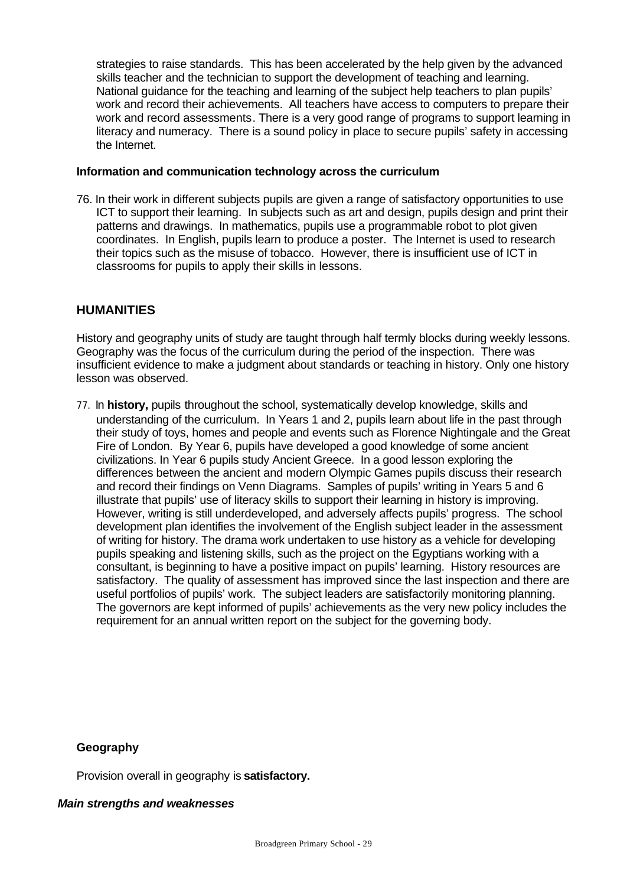strategies to raise standards. This has been accelerated by the help given by the advanced skills teacher and the technician to support the development of teaching and learning. National guidance for the teaching and learning of the subject help teachers to plan pupils' work and record their achievements. All teachers have access to computers to prepare their work and record assessments. There is a very good range of programs to support learning in literacy and numeracy. There is a sound policy in place to secure pupils' safety in accessing the Internet.

**Information and communication technology across the curriculum**

76. In their work in different subjects pupils are given a range of satisfactory opportunities to use ICT to support their learning. In subjects such as art and design, pupils design and print their patterns and drawings. In mathematics, pupils use a programmable robot to plot given coordinates. In English, pupils learn to produce a poster. The Internet is used to research their topics such as the misuse of tobacco. However, there is insufficient use of ICT in classrooms for pupils to apply their skills in lessons.

## HUMANITIES

History and geography units of study are taught through half termly blocks during weekly lessons. Geography was the focus of the curriculum during the period of the inspection. There was insufficient evidence to make a judgment about standards or teaching in history. Only one history lesson was observed.

77. In **history,** pupils throughout the school, systematically develop knowledge, skills and understanding of the curriculum. In Years 1 and 2, pupils learn about life in the past through their study of toys, homes and people and events such as Florence Nightingale and the Great Fire of London. By Year 6, pupils have developed a good knowledge of some ancient civilizations. In Year 6 pupils study Ancient Greece. In a good lesson exploring the differences between the ancient and modern Olympic Games pupils discuss their research and record their findings on Venn Diagrams. Samples of pupils' writing in Years 5 and 6 illustrate that pupils' use of literacy skills to support their learning in history is improving. However, writing is still underdeveloped, and adversely affects pupils' progress. The school development plan identifies the involvement of the English subject leader in the assessment of writing for history. The drama work undertaken to use history as a vehicle for developing pupils speaking and listening skills, such as the project on the Egyptians working with a consultant, is beginning to have a positive impact on pupils' learning. History resources are satisfactory. The quality of assessment has improved since the last inspection and there are useful portfolios of pupils' work. The subject leaders are satisfactorily monitoring planning. The governors are kept informed of pupils' achievements as the very new policy includes the requirement for an annual written report on the subject for the governing body.

**Geography**

Provision overall in geography is **satisfactory.**

***Main strengths and weaknesses***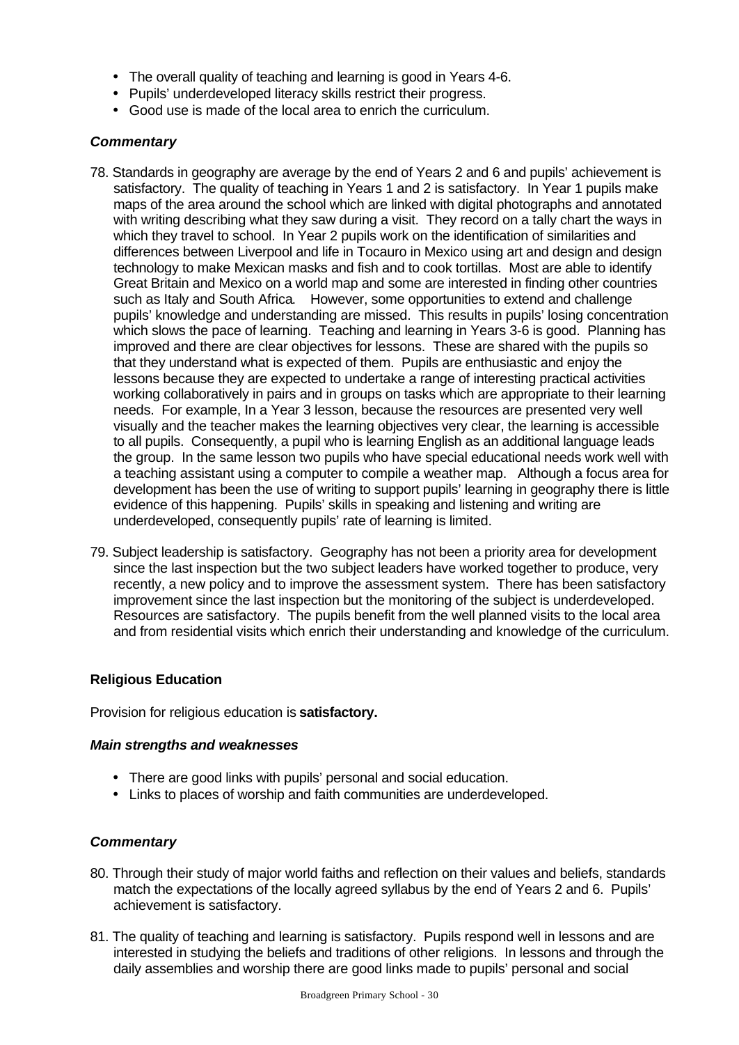- The overall quality of teaching and learning is good in Years 4-6.
- Pupils' underdeveloped literacy skills restrict their progress.
- Good use is made of the local area to enrich the curriculum.

### *Commentary*

78. Standards in geography are average by the end of Years 2 and 6 and pupils' achievement is satisfactory. The quality of teaching in Years 1 and 2 is satisfactory. In Year 1 pupils make maps of the area around the school which are linked with digital photographs and annotated with writing describing what they saw during a visit. They record on a tally chart the ways in which they travel to school. In Year 2 pupils work on the identification of similarities and differences between Liverpool and life in Tocauro in Mexico using art and design and design technology to make Mexican masks and fish and to cook tortillas. Most are able to identify Great Britain and Mexico on a world map and some are interested in finding other countries such as Italy and South Africa. However, some opportunities to extend and challenge pupils' knowledge and understanding are missed. This results in pupils' losing concentration which slows the pace of learning. Teaching and learning in Years 3-6 is good. Planning has improved and there are clear objectives for lessons. These are shared with the pupils so that they understand what is expected of them. Pupils are enthusiastic and enjoy the lessons because they are expected to undertake a range of interesting practical activities working collaboratively in pairs and in groups on tasks which are appropriate to their learning needs. For example, In a Year 3 lesson, because the resources are presented very well visually and the teacher makes the learning objectives very clear, the learning is accessible to all pupils. Consequently, a pupil who is learning English as an additional language leads the group. In the same lesson two pupils who have special educational needs work well with a teaching assistant using a computer to compile a weather map. Although a focus area for development has been the use of writing to support pupils' learning in geography there is little evidence of this happening. Pupils' skills in speaking and listening and writing are underdeveloped, consequently pupils' rate of learning is limited.

79. Subject leadership is satisfactory. Geography has not been a priority area for development since the last inspection but the two subject leaders have worked together to produce, very recently, a new policy and to improve the assessment system. There has been satisfactory improvement since the last inspection but the monitoring of the subject is underdeveloped. Resources are satisfactory. The pupils benefit from the well planned visits to the local area and from residential visits which enrich their understanding and knowledge of the curriculum.

## **Religious Education**

Provision for religious education is **satisfactory.**

### *Main strengths and weaknesses*

- There are good links with pupils' personal and social education.
- Links to places of worship and faith communities are underdeveloped.

### *Commentary*

80. Through their study of major world faiths and reflection on their values and beliefs, standards match the expectations of the locally agreed syllabus by the end of Years 2 and 6. Pupils' achievement is satisfactory.

81. The quality of teaching and learning is satisfactory. Pupils respond well in lessons and are interested in studying the beliefs and traditions of other religions. In lessons and through the daily assemblies and worship there are good links made to pupils' personal and social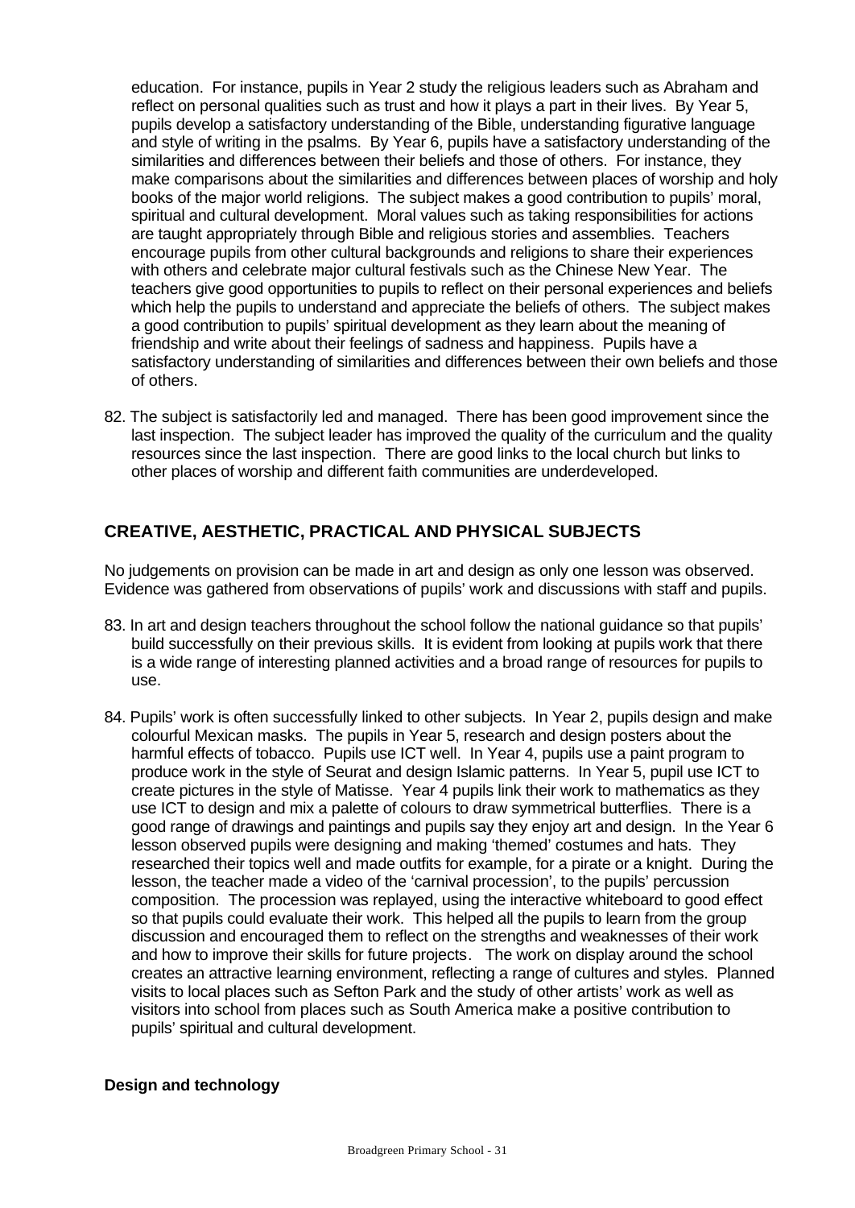education. For instance, pupils in Year 2 study the religious leaders such as Abraham and reflect on personal qualities such as trust and how it plays a part in their lives. By Year 5, pupils develop a satisfactory understanding of the Bible, understanding figurative language and style of writing in the psalms. By Year 6, pupils have a satisfactory understanding of the similarities and differences between their beliefs and those of others. For instance, they make comparisons about the similarities and differences between places of worship and holy books of the major world religions. The subject makes a good contribution to pupils' moral, spiritual and cultural development. Moral values such as taking responsibilities for actions are taught appropriately through Bible and religious stories and assemblies. Teachers encourage pupils from other cultural backgrounds and religions to share their experiences with others and celebrate major cultural festivals such as the Chinese New Year. The teachers give good opportunities to pupils to reflect on their personal experiences and beliefs which help the pupils to understand and appreciate the beliefs of others. The subject makes a good contribution to pupils' spiritual development as they learn about the meaning of friendship and write about their feelings of sadness and happiness. Pupils have a satisfactory understanding of similarities and differences between their own beliefs and those of others.

82. The subject is satisfactorily led and managed. There has been good improvement since the last inspection. The subject leader has improved the quality of the curriculum and the quality resources since the last inspection. There are good links to the local church but links to other places of worship and different faith communities are underdeveloped.

## CREATIVE, AESTHETIC, PRACTICAL AND PHYSICAL SUBJECTS

No judgements on provision can be made in art and design as only one lesson was observed. Evidence was gathered from observations of pupils' work and discussions with staff and pupils.

83. In art and design teachers throughout the school follow the national guidance so that pupils' build successfully on their previous skills. It is evident from looking at pupils work that there is a wide range of interesting planned activities and a broad range of resources for pupils to use.

84. Pupils' work is often successfully linked to other subjects. In Year 2, pupils design and make colourful Mexican masks. The pupils in Year 5, research and design posters about the harmful effects of tobacco. Pupils use ICT well. In Year 4, pupils use a paint program to produce work in the style of Seurat and design Islamic patterns. In Year 5, pupil use ICT to create pictures in the style of Matisse. Year 4 pupils link their work to mathematics as they use ICT to design and mix a palette of colours to draw symmetrical butterflies. There is a good range of drawings and paintings and pupils say they enjoy art and design. In the Year 6 lesson observed pupils were designing and making 'themed' costumes and hats. They researched their topics well and made outfits for example, for a pirate or a knight. During the lesson, the teacher made a video of the 'carnival procession', to the pupils' percussion composition. The procession was replayed, using the interactive whiteboard to good effect so that pupils could evaluate their work. This helped all the pupils to learn from the group discussion and encouraged them to reflect on the strengths and weaknesses of their work and how to improve their skills for future projects. The work on display around the school creates an attractive learning environment, reflecting a range of cultures and styles. Planned visits to local places such as Sefton Park and the study of other artists' work as well as visitors into school from places such as South America make a positive contribution to pupils' spiritual and cultural development.

### Design and technology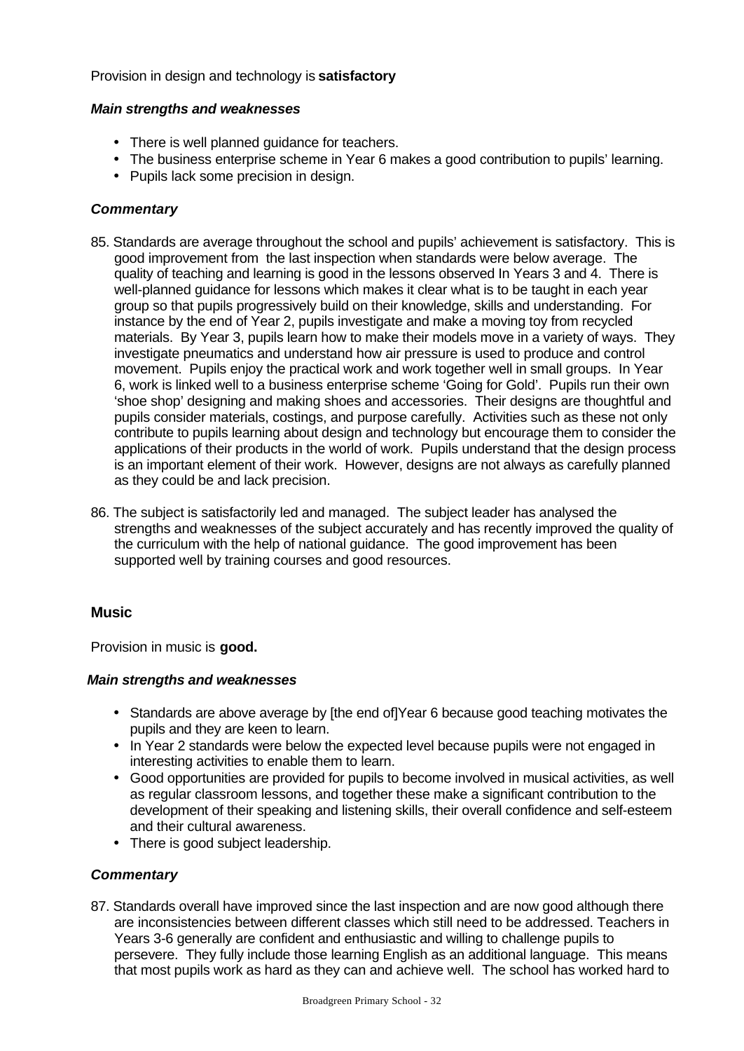Provision in design and technology is **satisfactory**

***Main strengths and weaknesses***

- There is well planned guidance for teachers.
- The business enterprise scheme in Year 6 makes a good contribution to pupils' learning.
- Pupils lack some precision in design.

***Commentary***

85. Standards are average throughout the school and pupils' achievement is satisfactory. This is good improvement from the last inspection when standards were below average. The quality of teaching and learning is good in the lessons observed In Years 3 and 4. There is well-planned guidance for lessons which makes it clear what is to be taught in each year group so that pupils progressively build on their knowledge, skills and understanding. For instance by the end of Year 2, pupils investigate and make a moving toy from recycled materials. By Year 3, pupils learn how to make their models move in a variety of ways. They investigate pneumatics and understand how air pressure is used to produce and control movement. Pupils enjoy the practical work and work together well in small groups. In Year 6, work is linked well to a business enterprise scheme 'Going for Gold'. Pupils run their own 'shoe shop' designing and making shoes and accessories. Their designs are thoughtful and pupils consider materials, costings, and purpose carefully. Activities such as these not only contribute to pupils learning about design and technology but encourage them to consider the applications of their products in the world of work. Pupils understand that the design process is an important element of their work. However, designs are not always as carefully planned as they could be and lack precision.

86. The subject is satisfactorily led and managed. The subject leader has analysed the strengths and weaknesses of the subject accurately and has recently improved the quality of the curriculum with the help of national guidance. The good improvement has been supported well by training courses and good resources.

## Music

Provision in music is **good.**

***Main strengths and weaknesses***

- Standards are above average by [the end of]Year 6 because good teaching motivates the pupils and they are keen to learn.
- In Year 2 standards were below the expected level because pupils were not engaged in interesting activities to enable them to learn.
- Good opportunities are provided for pupils to become involved in musical activities, as well as regular classroom lessons, and together these make a significant contribution to the development of their speaking and listening skills, their overall confidence and self-esteem and their cultural awareness.
- There is good subject leadership.

***Commentary***

87. Standards overall have improved since the last inspection and are now good although there are inconsistencies between different classes which still need to be addressed. Teachers in Years 3-6 generally are confident and enthusiastic and willing to challenge pupils to persevere. They fully include those learning English as an additional language. This means that most pupils work as hard as they can and achieve well. The school has worked hard to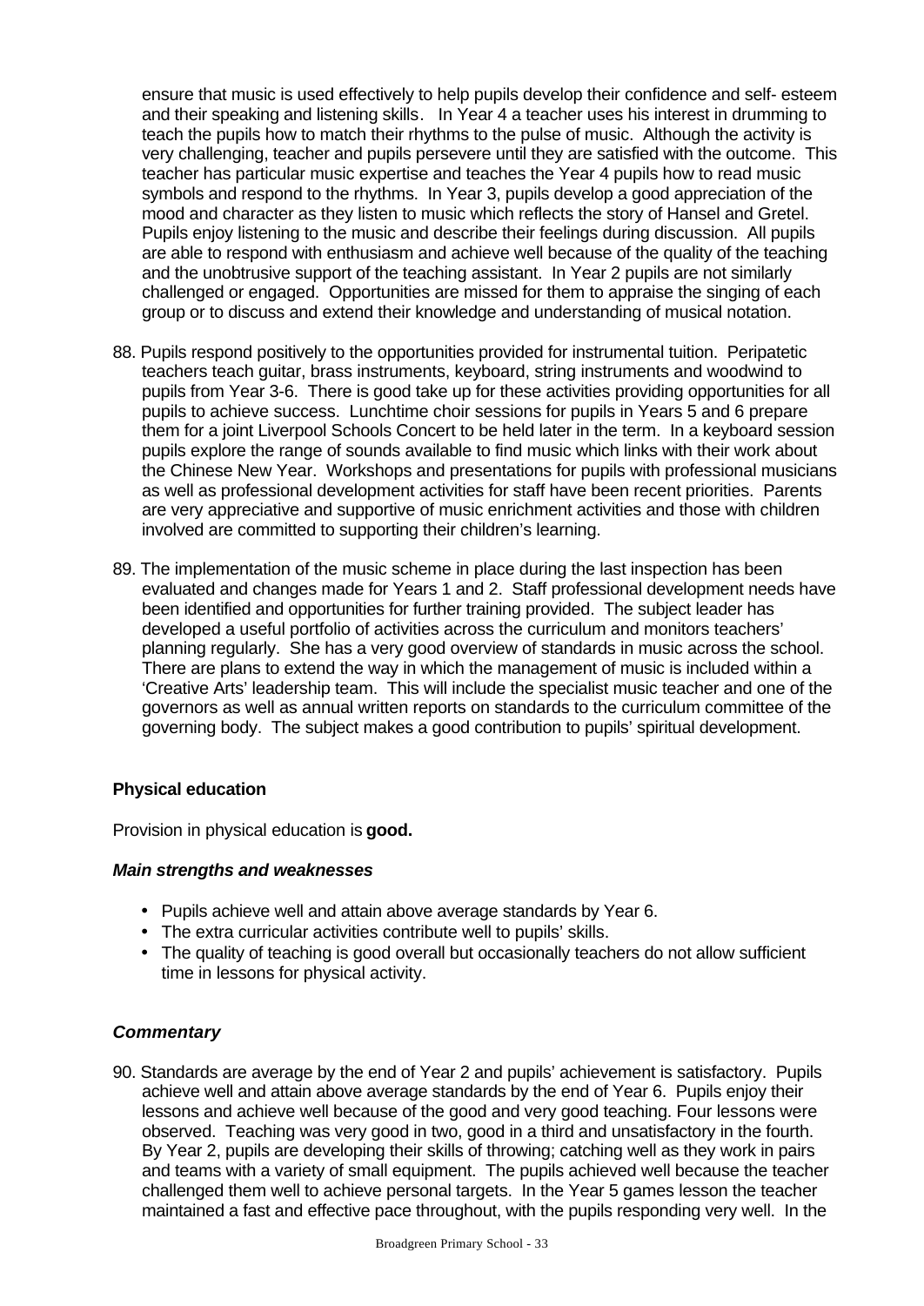ensure that music is used effectively to help pupils develop their confidence and self- esteem and their speaking and listening skills. In Year 4 a teacher uses his interest in drumming to teach the pupils how to match their rhythms to the pulse of music. Although the activity is very challenging, teacher and pupils persevere until they are satisfied with the outcome. This teacher has particular music expertise and teaches the Year 4 pupils how to read music symbols and respond to the rhythms. In Year 3, pupils develop a good appreciation of the mood and character as they listen to music which reflects the story of Hansel and Gretel. Pupils enjoy listening to the music and describe their feelings during discussion. All pupils are able to respond with enthusiasm and achieve well because of the quality of the teaching and the unobtrusive support of the teaching assistant. In Year 2 pupils are not similarly challenged or engaged. Opportunities are missed for them to appraise the singing of each group or to discuss and extend their knowledge and understanding of musical notation.

88. Pupils respond positively to the opportunities provided for instrumental tuition. Peripatetic teachers teach guitar, brass instruments, keyboard, string instruments and woodwind to pupils from Year 3-6. There is good take up for these activities providing opportunities for all pupils to achieve success. Lunchtime choir sessions for pupils in Years 5 and 6 prepare them for a joint Liverpool Schools Concert to be held later in the term. In a keyboard session pupils explore the range of sounds available to find music which links with their work about the Chinese New Year. Workshops and presentations for pupils with professional musicians as well as professional development activities for staff have been recent priorities. Parents are very appreciative and supportive of music enrichment activities and those with children involved are committed to supporting their children's learning.

89. The implementation of the music scheme in place during the last inspection has been evaluated and changes made for Years 1 and 2. Staff professional development needs have been identified and opportunities for further training provided. The subject leader has developed a useful portfolio of activities across the curriculum and monitors teachers' planning regularly. She has a very good overview of standards in music across the school. There are plans to extend the way in which the management of music is included within a 'Creative Arts' leadership team. This will include the specialist music teacher and one of the governors as well as annual written reports on standards to the curriculum committee of the governing body. The subject makes a good contribution to pupils' spiritual development.

### Physical education

Provision in physical education is **good.**

#### *Main strengths and weaknesses*

- Pupils achieve well and attain above average standards by Year 6.
- The extra curricular activities contribute well to pupils' skills.
- The quality of teaching is good overall but occasionally teachers do not allow sufficient time in lessons for physical activity.

#### *Commentary*

90. Standards are average by the end of Year 2 and pupils' achievement is satisfactory. Pupils achieve well and attain above average standards by the end of Year 6. Pupils enjoy their lessons and achieve well because of the good and very good teaching. Four lessons were observed. Teaching was very good in two, good in a third and unsatisfactory in the fourth. By Year 2, pupils are developing their skills of throwing; catching well as they work in pairs and teams with a variety of small equipment. The pupils achieved well because the teacher challenged them well to achieve personal targets. In the Year 5 games lesson the teacher maintained a fast and effective pace throughout, with the pupils responding very well. In the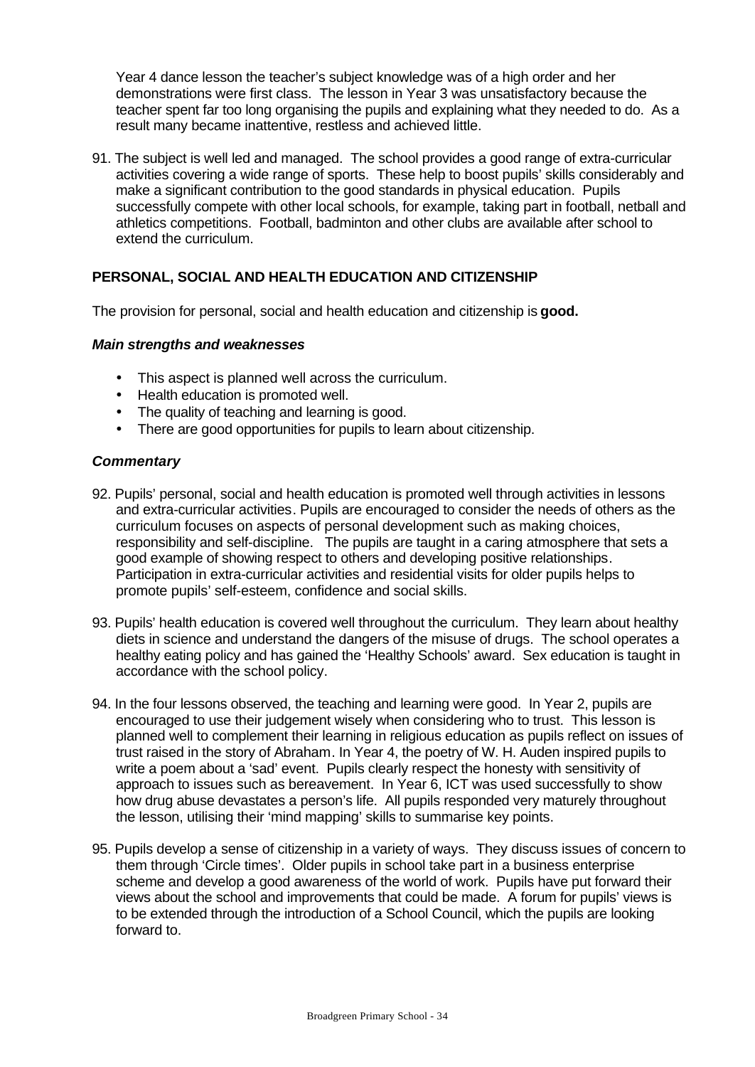Year 4 dance lesson the teacher's subject knowledge was of a high order and her demonstrations were first class. The lesson in Year 3 was unsatisfactory because the teacher spent far too long organising the pupils and explaining what they needed to do. As a result many became inattentive, restless and achieved little.

91. The subject is well led and managed. The school provides a good range of extra-curricular activities covering a wide range of sports. These help to boost pupils' skills considerably and make a significant contribution to the good standards in physical education. Pupils successfully compete with other local schools, for example, taking part in football, netball and athletics competitions. Football, badminton and other clubs are available after school to extend the curriculum.

## PERSONAL, SOCIAL AND HEALTH EDUCATION AND CITIZENSHIP

The provision for personal, social and health education and citizenship is **good.**

### *Main strengths and weaknesses*

- This aspect is planned well across the curriculum.
- Health education is promoted well.
- The quality of teaching and learning is good.
- There are good opportunities for pupils to learn about citizenship.

### *Commentary*

92. Pupils' personal, social and health education is promoted well through activities in lessons and extra-curricular activities. Pupils are encouraged to consider the needs of others as the curriculum focuses on aspects of personal development such as making choices, responsibility and self-discipline. The pupils are taught in a caring atmosphere that sets a good example of showing respect to others and developing positive relationships. Participation in extra-curricular activities and residential visits for older pupils helps to promote pupils' self-esteem, confidence and social skills.

93. Pupils' health education is covered well throughout the curriculum. They learn about healthy diets in science and understand the dangers of the misuse of drugs. The school operates a healthy eating policy and has gained the 'Healthy Schools' award. Sex education is taught in accordance with the school policy.

94. In the four lessons observed, the teaching and learning were good. In Year 2, pupils are encouraged to use their judgement wisely when considering who to trust. This lesson is planned well to complement their learning in religious education as pupils reflect on issues of trust raised in the story of Abraham. In Year 4, the poetry of W. H. Auden inspired pupils to write a poem about a 'sad' event. Pupils clearly respect the honesty with sensitivity of approach to issues such as bereavement. In Year 6, ICT was used successfully to show how drug abuse devastates a person's life. All pupils responded very maturely throughout the lesson, utilising their 'mind mapping' skills to summarise key points.

95. Pupils develop a sense of citizenship in a variety of ways. They discuss issues of concern to them through 'Circle times'. Older pupils in school take part in a business enterprise scheme and develop a good awareness of the world of work. Pupils have put forward their views about the school and improvements that could be made. A forum for pupils' views is to be extended through the introduction of a School Council, which the pupils are looking forward to.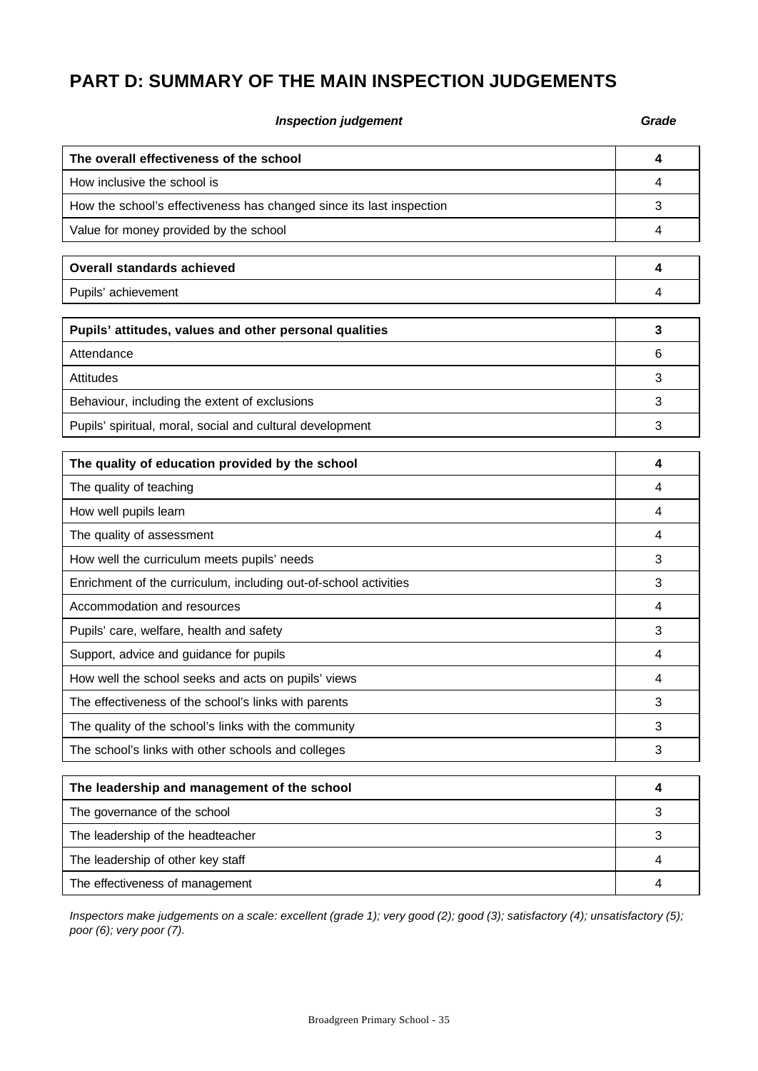# PART D: SUMMARY OF THE MAIN INSPECTION JUDGEMENTS

| *Inspection judgement* | *Grade* |
|---|---|
| **The overall effectiveness of the school** | **4** |
| How inclusive the school is | 4 |
| How the school's effectiveness has changed since its last inspection | 3 |
| Value for money provided by the school | 4 |
| **Overall standards achieved** | **4** |
| Pupils' achievement | 4 |
| **Pupils' attitudes, values and other personal qualities** | **3** |
| Attendance | 6 |
| Attitudes | 3 |
| Behaviour, including the extent of exclusions | 3 |
| Pupils' spiritual, moral, social and cultural development | 3 |
| **The quality of education provided by the school** | **4** |
| The quality of teaching | 4 |
| How well pupils learn | 4 |
| The quality of assessment | 4 |
| How well the curriculum meets pupils' needs | 3 |
| Enrichment of the curriculum, including out-of-school activities | 3 |
| Accommodation and resources | 4 |
| Pupils' care, welfare, health and safety | 3 |
| Support, advice and guidance for pupils | 4 |
| How well the school seeks and acts on pupils' views | 4 |
| The effectiveness of the school's links with parents | 3 |
| The quality of the school's links with the community | 3 |
| The school's links with other schools and colleges | 3 |
| **The leadership and management of the school** | **4** |
| The governance of the school | 3 |
| The leadership of the headteacher | 3 |
| The leadership of other key staff | 4 |
| The effectiveness of management | 4 |

*Inspectors make judgements on a scale: excellent (grade 1); very good (2); good (3); satisfactory (4); unsatisfactory (5); poor (6); very poor (7).*